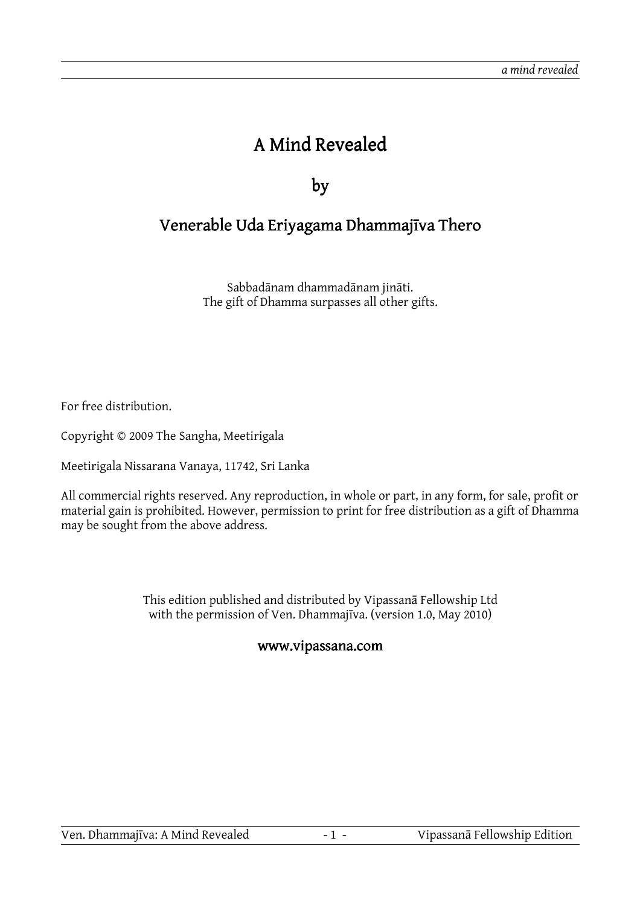# A Mind Revealed

## by

## Venerable Uda Eriyagama Dhammajīva Thero

Sabbadānam dhammadānam jināti.
The gift of Dhamma surpasses all other gifts.

For free distribution.

Copyright © 2009 The Sangha, Meetirigala

Meetirigala Nissarana Vanaya, 11742, Sri Lanka

All commercial rights reserved. Any reproduction, in whole or part, in any form, for sale, profit or material gain is prohibited. However, permission to print for free distribution as a gift of Dhamma may be sought from the above address.

This edition published and distributed by Vipassanā Fellowship Ltd
with the permission of Ven. Dhammajīva. (version 1.0, May 2010)

**www.vipassana.com**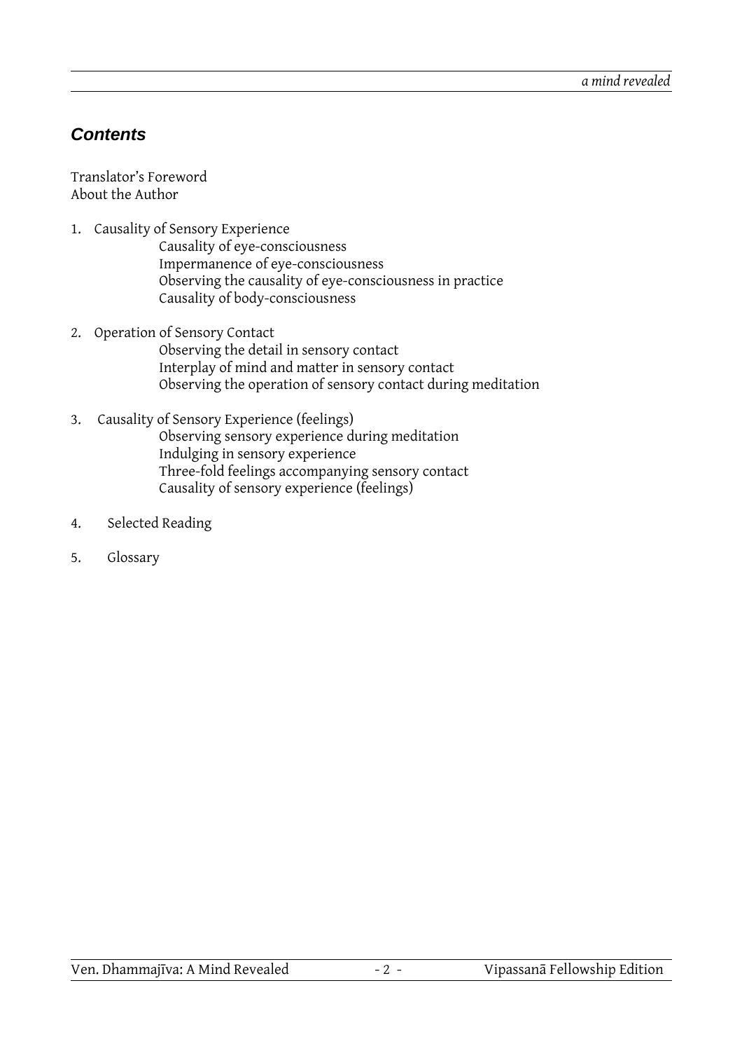## *Contents*

Translator's Foreword
About the Author

1. Causality of Sensory Experience
    - Causality of eye-consciousness
    - Impermanence of eye-consciousness
    - Observing the causality of eye-consciousness in practice
    - Causality of body-consciousness

2. Operation of Sensory Contact
    - Observing the detail in sensory contact
    - Interplay of mind and matter in sensory contact
    - Observing the operation of sensory contact during meditation

3. Causality of Sensory Experience (feelings)
    - Observing sensory experience during meditation
    - Indulging in sensory experience
    - Three-fold feelings accompanying sensory contact
    - Causality of sensory experience (feelings)

4. Selected Reading

5. Glossary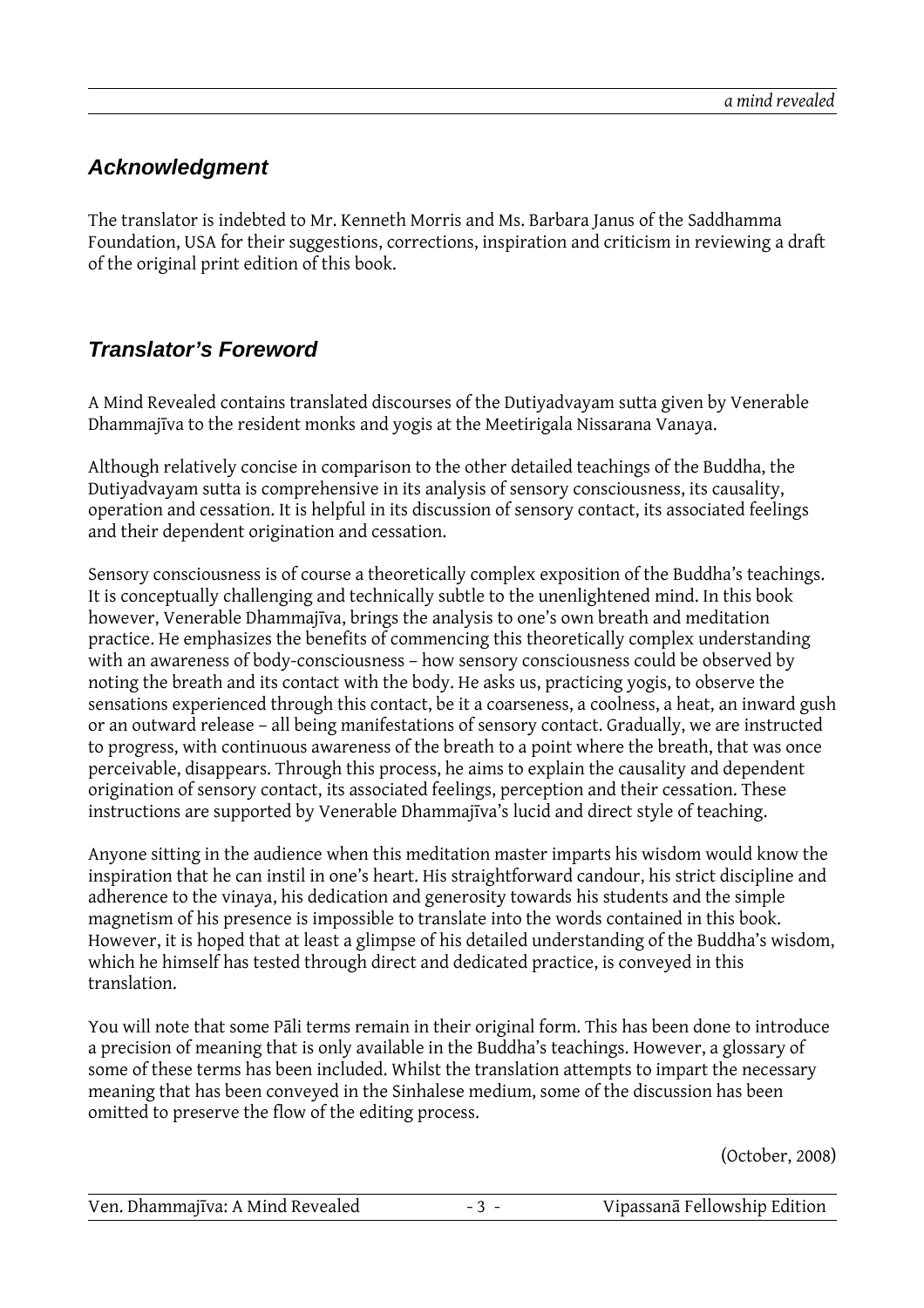## *Acknowledgment*

The translator is indebted to Mr. Kenneth Morris and Ms. Barbara Janus of the Saddhamma Foundation, USA for their suggestions, corrections, inspiration and criticism in reviewing a draft of the original print edition of this book.

## *Translator's Foreword*

A Mind Revealed contains translated discourses of the Dutiyadvayam sutta given by Venerable Dhammajīva to the resident monks and yogis at the Meetirigala Nissarana Vanaya.

Although relatively concise in comparison to the other detailed teachings of the Buddha, the Dutiyadvayam sutta is comprehensive in its analysis of sensory consciousness, its causality, operation and cessation. It is helpful in its discussion of sensory contact, its associated feelings and their dependent origination and cessation.

Sensory consciousness is of course a theoretically complex exposition of the Buddha's teachings. It is conceptually challenging and technically subtle to the unenlightened mind. In this book however, Venerable Dhammajīva, brings the analysis to one's own breath and meditation practice. He emphasizes the benefits of commencing this theoretically complex understanding with an awareness of body-consciousness – how sensory consciousness could be observed by noting the breath and its contact with the body. He asks us, practicing yogis, to observe the sensations experienced through this contact, be it a coarseness, a coolness, a heat, an inward gush or an outward release – all being manifestations of sensory contact. Gradually, we are instructed to progress, with continuous awareness of the breath to a point where the breath, that was once perceivable, disappears. Through this process, he aims to explain the causality and dependent origination of sensory contact, its associated feelings, perception and their cessation. These instructions are supported by Venerable Dhammajīva's lucid and direct style of teaching.

Anyone sitting in the audience when this meditation master imparts his wisdom would know the inspiration that he can instil in one's heart. His straightforward candour, his strict discipline and adherence to the vinaya, his dedication and generosity towards his students and the simple magnetism of his presence is impossible to translate into the words contained in this book. However, it is hoped that at least a glimpse of his detailed understanding of the Buddha's wisdom, which he himself has tested through direct and dedicated practice, is conveyed in this translation.

You will note that some Pāli terms remain in their original form. This has been done to introduce a precision of meaning that is only available in the Buddha's teachings. However, a glossary of some of these terms has been included. Whilst the translation attempts to impart the necessary meaning that has been conveyed in the Sinhalese medium, some of the discussion has been omitted to preserve the flow of the editing process.

(October, 2008)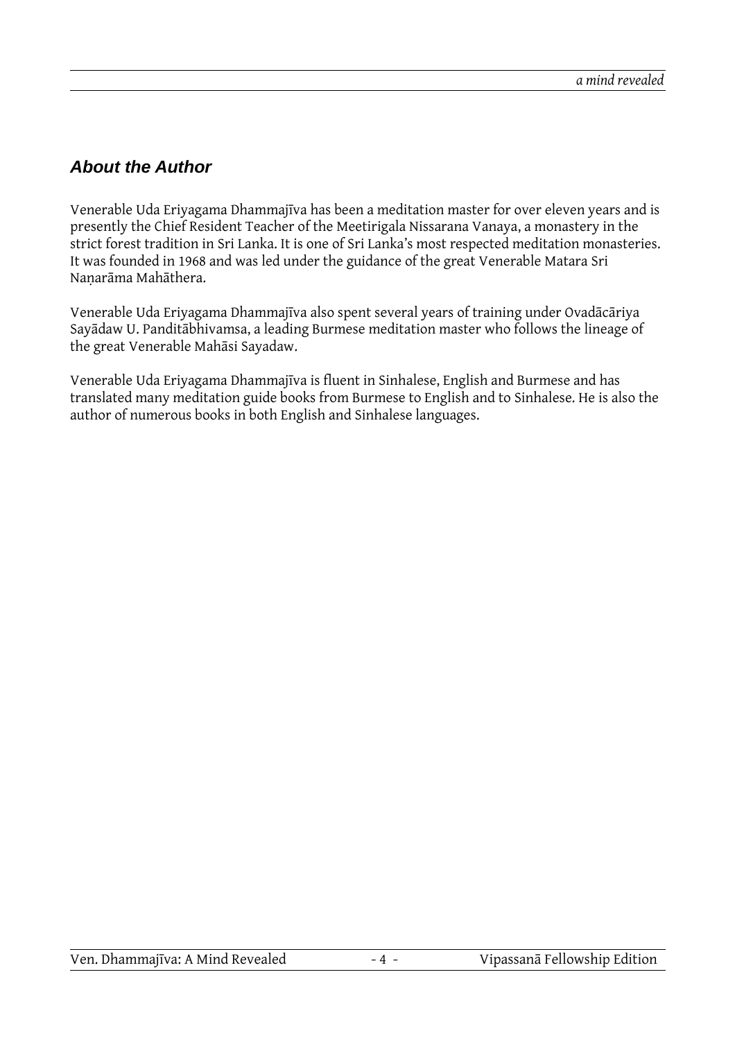## *About the Author*

Venerable Uda Eriyagama Dhammajīva has been a meditation master for over eleven years and is presently the Chief Resident Teacher of the Meetirigala Nissarana Vanaya, a monastery in the strict forest tradition in Sri Lanka. It is one of Sri Lanka's most respected meditation monasteries. It was founded in 1968 and was led under the guidance of the great Venerable Matara Sri Naṇarāma Mahāthera.

Venerable Uda Eriyagama Dhammajīva also spent several years of training under Ovadācāriya Sayādaw U. Panditābhivamsa, a leading Burmese meditation master who follows the lineage of the great Venerable Mahāsi Sayadaw.

Venerable Uda Eriyagama Dhammajīva is fluent in Sinhalese, English and Burmese and has translated many meditation guide books from Burmese to English and to Sinhalese. He is also the author of numerous books in both English and Sinhalese languages.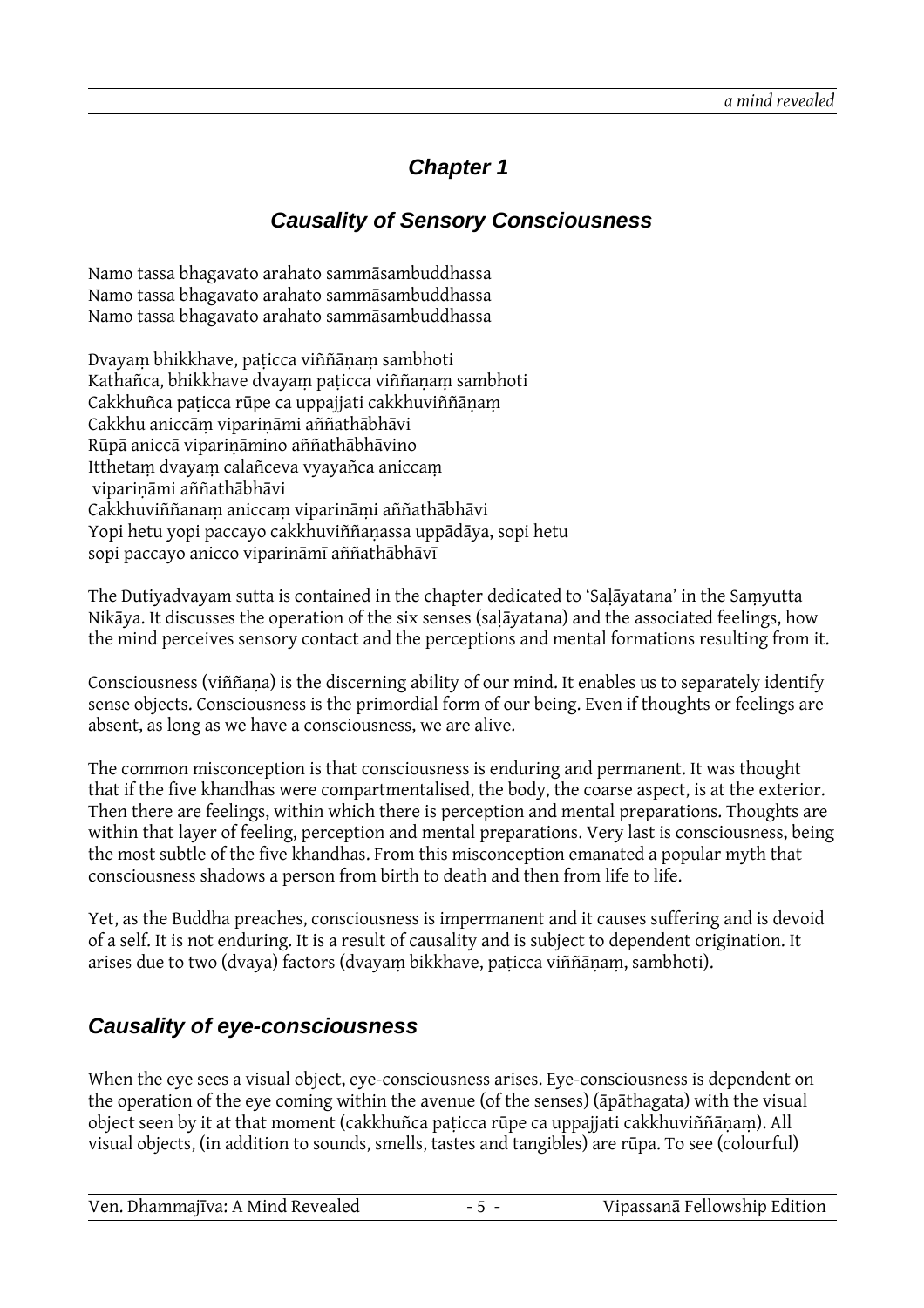# Chapter 1

## Causality of Sensory Consciousness

Namo tassa bhagavato arahato sammāsambuddhassa
Namo tassa bhagavato arahato sammāsambuddhassa
Namo tassa bhagavato arahato sammāsambuddhassa

Dvayaṃ bhikkhave, paṭicca viññāṇaṃ sambhoti
Kathañca, bhikkhave dvayaṃ paṭicca viññaṇaṃ sambhoti
Cakkhuñca paṭicca rūpe ca uppajjati cakkhuviññāṇaṃ
Cakkhu aniccāṃ vipariṇāmi aññathābhāvi
Rūpā aniccā vipariṇāmino aññathābhāvino
Itthetaṃ dvayaṃ calañceva vyayañca aniccaṃ
vipariṇāmi aññathābhāvi
Cakkhuviññanaṃ aniccaṃ viparināṃi aññathābhāvi
Yopi hetu yopi paccayo cakkhuviññāṇassa uppādāya, sopi hetu
sopi paccayo anicco viparināmī aññathābhāvī

The Dutiyadvayam sutta is contained in the chapter dedicated to 'Saḷāyatana' in the Saṃyutta Nikāya. It discusses the operation of the six senses (saḷāyatana) and the associated feelings, how the mind perceives sensory contact and the perceptions and mental formations resulting from it.

Consciousness (viññaṇa) is the discerning ability of our mind. It enables us to separately identify sense objects. Consciousness is the primordial form of our being. Even if thoughts or feelings are absent, as long as we have a consciousness, we are alive.

The common misconception is that consciousness is enduring and permanent. It was thought that if the five khandhas were compartmentalised, the body, the coarse aspect, is at the exterior. Then there are feelings, within which there is perception and mental preparations. Thoughts are within that layer of feeling, perception and mental preparations. Very last is consciousness, being the most subtle of the five khandhas. From this misconception emanated a popular myth that consciousness shadows a person from birth to death and then from life to life.

Yet, as the Buddha preaches, consciousness is impermanent and it causes suffering and is devoid of a self. It is not enduring. It is a result of causality and is subject to dependent origination. It arises due to two (dvaya) factors (dvayaṃ bikkhave, paṭicca viññāṇaṃ, sambhoti).

## Causality of eye-consciousness

When the eye sees a visual object, eye-consciousness arises. Eye-consciousness is dependent on the operation of the eye coming within the avenue (of the senses) (āpāthagata) with the visual object seen by it at that moment (cakkhuñca paṭicca rūpe ca uppajjati cakkhuviññāṇaṃ). All visual objects, (in addition to sounds, smells, tastes and tangibles) are rūpa. To see (colourful)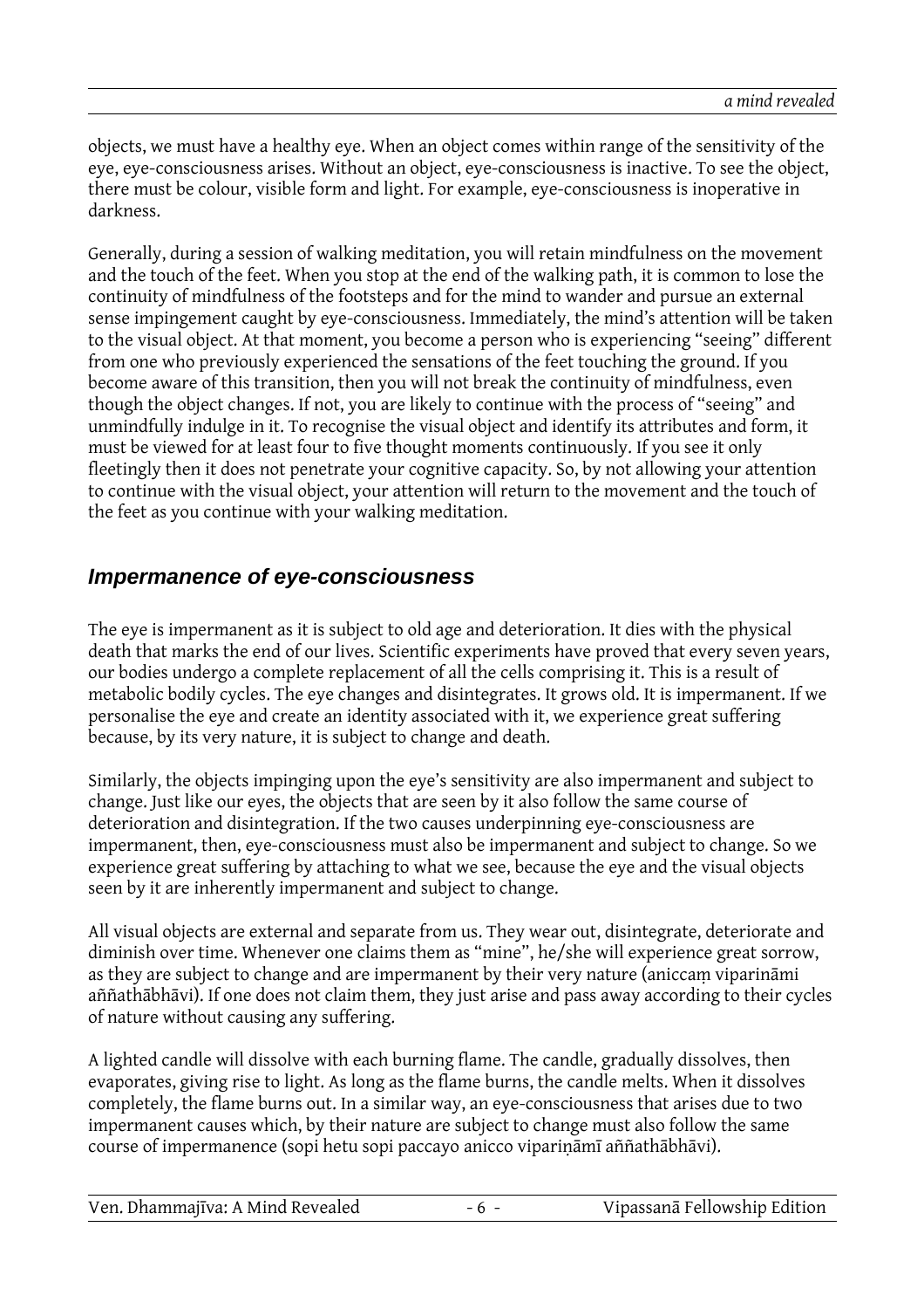objects, we must have a healthy eye. When an object comes within range of the sensitivity of the eye, eye-consciousness arises. Without an object, eye-consciousness is inactive. To see the object, there must be colour, visible form and light. For example, eye-consciousness is inoperative in darkness.

Generally, during a session of walking meditation, you will retain mindfulness on the movement and the touch of the feet. When you stop at the end of the walking path, it is common to lose the continuity of mindfulness of the footsteps and for the mind to wander and pursue an external sense impingement caught by eye-consciousness. Immediately, the mind's attention will be taken to the visual object. At that moment, you become a person who is experiencing "seeing" different from one who previously experienced the sensations of the feet touching the ground. If you become aware of this transition, then you will not break the continuity of mindfulness, even though the object changes. If not, you are likely to continue with the process of "seeing" and unmindfully indulge in it. To recognise the visual object and identify its attributes and form, it must be viewed for at least four to five thought moments continuously. If you see it only fleetingly then it does not penetrate your cognitive capacity. So, by not allowing your attention to continue with the visual object, your attention will return to the movement and the touch of the feet as you continue with your walking meditation.

## Impermanence of eye-consciousness

The eye is impermanent as it is subject to old age and deterioration. It dies with the physical death that marks the end of our lives. Scientific experiments have proved that every seven years, our bodies undergo a complete replacement of all the cells comprising it. This is a result of metabolic bodily cycles. The eye changes and disintegrates. It grows old. It is impermanent. If we personalise the eye and create an identity associated with it, we experience great suffering because, by its very nature, it is subject to change and death.

Similarly, the objects impinging upon the eye's sensitivity are also impermanent and subject to change. Just like our eyes, the objects that are seen by it also follow the same course of deterioration and disintegration. If the two causes underpinning eye-consciousness are impermanent, then, eye-consciousness must also be impermanent and subject to change. So we experience great suffering by attaching to what we see, because the eye and the visual objects seen by it are inherently impermanent and subject to change.

All visual objects are external and separate from us. They wear out, disintegrate, deteriorate and diminish over time. Whenever one claims them as "mine", he/she will experience great sorrow, as they are subject to change and are impermanent by their very nature (aniccaṃ viparināmi aññathābhāvi). If one does not claim them, they just arise and pass away according to their cycles of nature without causing any suffering.

A lighted candle will dissolve with each burning flame. The candle, gradually dissolves, then evaporates, giving rise to light. As long as the flame burns, the candle melts. When it dissolves completely, the flame burns out. In a similar way, an eye-consciousness that arises due to two impermanent causes which, by their nature are subject to change must also follow the same course of impermanence (sopi hetu sopi paccayo anicco vipariṇāmī aññathābhāvi).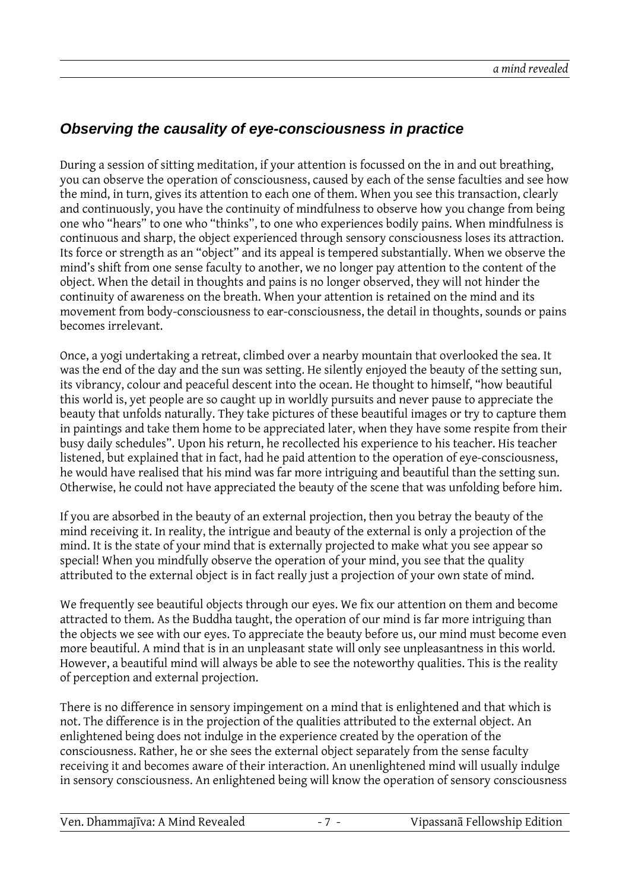## *Observing the causality of eye-consciousness in practice*

During a session of sitting meditation, if your attention is focussed on the in and out breathing, you can observe the operation of consciousness, caused by each of the sense faculties and see how the mind, in turn, gives its attention to each one of them. When you see this transaction, clearly and continuously, you have the continuity of mindfulness to observe how you change from being one who "hears" to one who "thinks", to one who experiences bodily pains. When mindfulness is continuous and sharp, the object experienced through sensory consciousness loses its attraction. Its force or strength as an "object" and its appeal is tempered substantially. When we observe the mind's shift from one sense faculty to another, we no longer pay attention to the content of the object. When the detail in thoughts and pains is no longer observed, they will not hinder the continuity of awareness on the breath. When your attention is retained on the mind and its movement from body-consciousness to ear-consciousness, the detail in thoughts, sounds or pains becomes irrelevant.

Once, a yogi undertaking a retreat, climbed over a nearby mountain that overlooked the sea. It was the end of the day and the sun was setting. He silently enjoyed the beauty of the setting sun, its vibrancy, colour and peaceful descent into the ocean. He thought to himself, "how beautiful this world is, yet people are so caught up in worldly pursuits and never pause to appreciate the beauty that unfolds naturally. They take pictures of these beautiful images or try to capture them in paintings and take them home to be appreciated later, when they have some respite from their busy daily schedules". Upon his return, he recollected his experience to his teacher. His teacher listened, but explained that in fact, had he paid attention to the operation of eye-consciousness, he would have realised that his mind was far more intriguing and beautiful than the setting sun. Otherwise, he could not have appreciated the beauty of the scene that was unfolding before him.

If you are absorbed in the beauty of an external projection, then you betray the beauty of the mind receiving it. In reality, the intrigue and beauty of the external is only a projection of the mind. It is the state of your mind that is externally projected to make what you see appear so special! When you mindfully observe the operation of your mind, you see that the quality attributed to the external object is in fact really just a projection of your own state of mind.

We frequently see beautiful objects through our eyes. We fix our attention on them and become attracted to them. As the Buddha taught, the operation of our mind is far more intriguing than the objects we see with our eyes. To appreciate the beauty before us, our mind must become even more beautiful. A mind that is in an unpleasant state will only see unpleasantness in this world. However, a beautiful mind will always be able to see the noteworthy qualities. This is the reality of perception and external projection.

There is no difference in sensory impingement on a mind that is enlightened and that which is not. The difference is in the projection of the qualities attributed to the external object. An enlightened being does not indulge in the experience created by the operation of the consciousness. Rather, he or she sees the external object separately from the sense faculty receiving it and becomes aware of their interaction. An unenlightened mind will usually indulge in sensory consciousness. An enlightened being will know the operation of sensory consciousness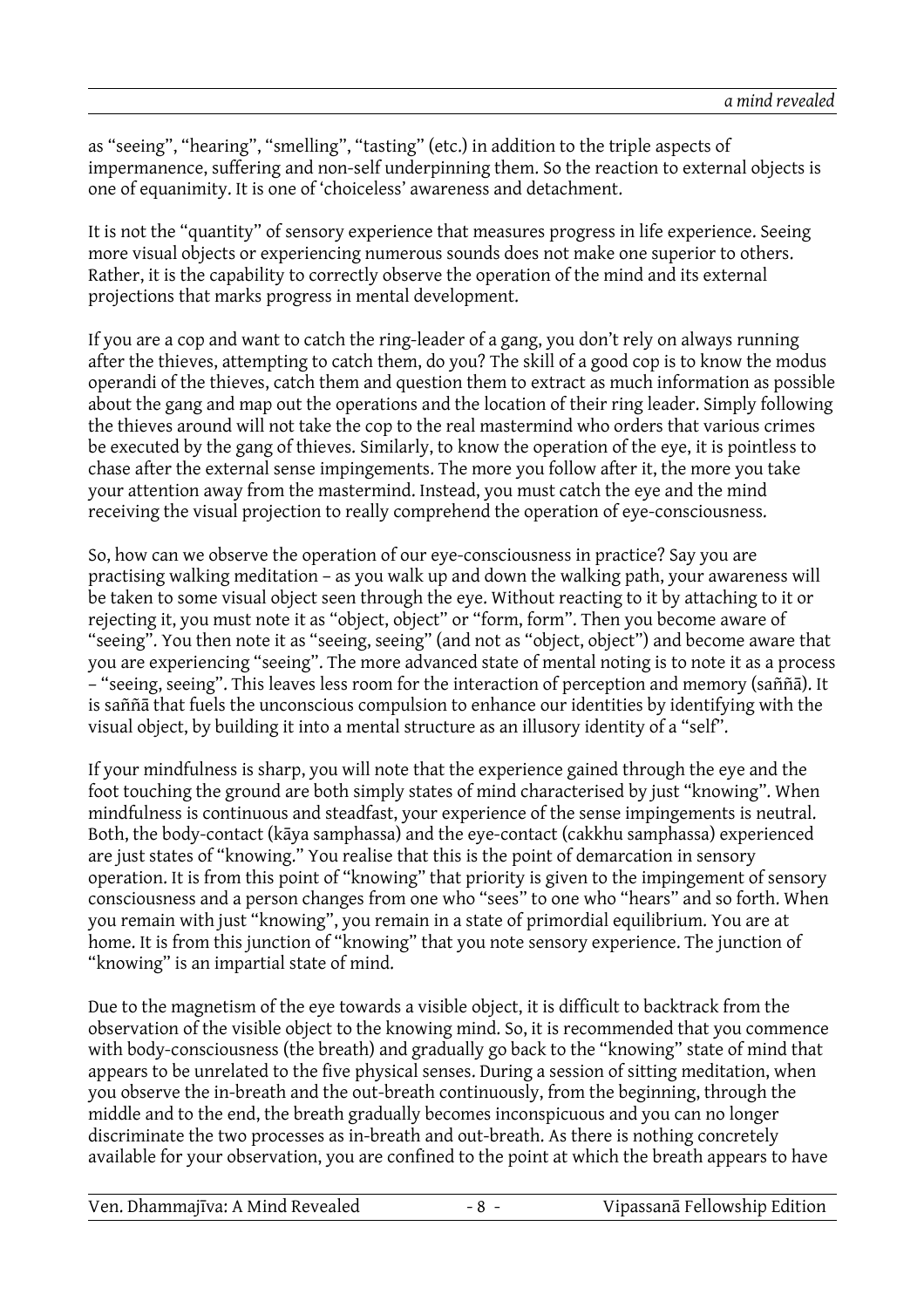as "seeing", "hearing", "smelling", "tasting" (etc.) in addition to the triple aspects of impermanence, suffering and non-self underpinning them. So the reaction to external objects is one of equanimity. It is one of 'choiceless' awareness and detachment.

It is not the "quantity" of sensory experience that measures progress in life experience. Seeing more visual objects or experiencing numerous sounds does not make one superior to others. Rather, it is the capability to correctly observe the operation of the mind and its external projections that marks progress in mental development.

If you are a cop and want to catch the ring-leader of a gang, you don't rely on always running after the thieves, attempting to catch them, do you? The skill of a good cop is to know the modus operandi of the thieves, catch them and question them to extract as much information as possible about the gang and map out the operations and the location of their ring leader. Simply following the thieves around will not take the cop to the real mastermind who orders that various crimes be executed by the gang of thieves. Similarly, to know the operation of the eye, it is pointless to chase after the external sense impingements. The more you follow after it, the more you take your attention away from the mastermind. Instead, you must catch the eye and the mind receiving the visual projection to really comprehend the operation of eye-consciousness.

So, how can we observe the operation of our eye-consciousness in practice? Say you are practising walking meditation – as you walk up and down the walking path, your awareness will be taken to some visual object seen through the eye. Without reacting to it by attaching to it or rejecting it, you must note it as "object, object" or "form, form". Then you become aware of "seeing". You then note it as "seeing, seeing" (and not as "object, object") and become aware that you are experiencing "seeing". The more advanced state of mental noting is to note it as a process – "seeing, seeing". This leaves less room for the interaction of perception and memory (saññā). It is saññā that fuels the unconscious compulsion to enhance our identities by identifying with the visual object, by building it into a mental structure as an illusory identity of a "self".

If your mindfulness is sharp, you will note that the experience gained through the eye and the foot touching the ground are both simply states of mind characterised by just "knowing". When mindfulness is continuous and steadfast, your experience of the sense impingements is neutral. Both, the body-contact (kāya samphassa) and the eye-contact (cakkhu samphassa) experienced are just states of "knowing." You realise that this is the point of demarcation in sensory operation. It is from this point of "knowing" that priority is given to the impingement of sensory consciousness and a person changes from one who "sees" to one who "hears" and so forth. When you remain with just "knowing", you remain in a state of primordial equilibrium. You are at home. It is from this junction of "knowing" that you note sensory experience. The junction of "knowing" is an impartial state of mind.

Due to the magnetism of the eye towards a visible object, it is difficult to backtrack from the observation of the visible object to the knowing mind. So, it is recommended that you commence with body-consciousness (the breath) and gradually go back to the "knowing" state of mind that appears to be unrelated to the five physical senses. During a session of sitting meditation, when you observe the in-breath and the out-breath continuously, from the beginning, through the middle and to the end, the breath gradually becomes inconspicuous and you can no longer discriminate the two processes as in-breath and out-breath. As there is nothing concretely available for your observation, you are confined to the point at which the breath appears to have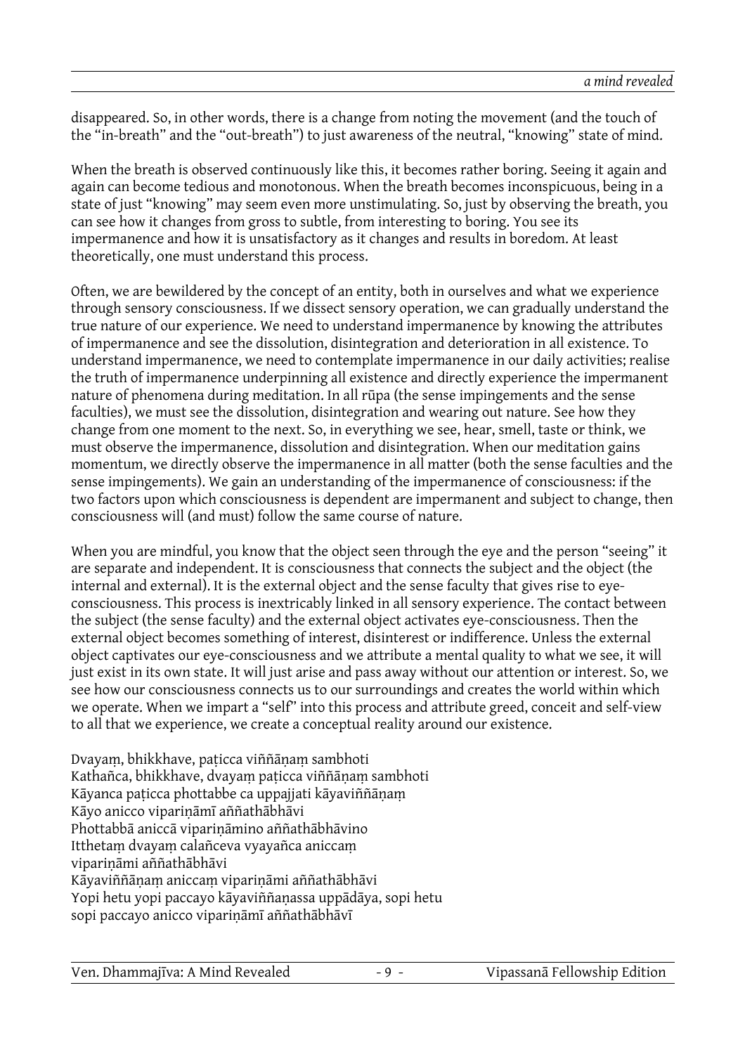disappeared. So, in other words, there is a change from noting the movement (and the touch of the "in-breath" and the "out-breath") to just awareness of the neutral, "knowing" state of mind.

When the breath is observed continuously like this, it becomes rather boring. Seeing it again and again can become tedious and monotonous. When the breath becomes inconspicuous, being in a state of just "knowing" may seem even more unstimulating. So, just by observing the breath, you can see how it changes from gross to subtle, from interesting to boring. You see its impermanence and how it is unsatisfactory as it changes and results in boredom. At least theoretically, one must understand this process.

Often, we are bewildered by the concept of an entity, both in ourselves and what we experience through sensory consciousness. If we dissect sensory operation, we can gradually understand the true nature of our experience. We need to understand impermanence by knowing the attributes of impermanence and see the dissolution, disintegration and deterioration in all existence. To understand impermanence, we need to contemplate impermanence in our daily activities; realise the truth of impermanence underpinning all existence and directly experience the impermanent nature of phenomena during meditation. In all rūpa (the sense impingements and the sense faculties), we must see the dissolution, disintegration and wearing out nature. See how they change from one moment to the next. So, in everything we see, hear, smell, taste or think, we must observe the impermanence, dissolution and disintegration. When our meditation gains momentum, we directly observe the impermanence in all matter (both the sense faculties and the sense impingements). We gain an understanding of the impermanence of consciousness: if the two factors upon which consciousness is dependent are impermanent and subject to change, then consciousness will (and must) follow the same course of nature.

When you are mindful, you know that the object seen through the eye and the person "seeing" it are separate and independent. It is consciousness that connects the subject and the object (the internal and external). It is the external object and the sense faculty that gives rise to eye-consciousness. This process is inextricably linked in all sensory experience. The contact between the subject (the sense faculty) and the external object activates eye-consciousness. Then the external object becomes something of interest, disinterest or indifference. Unless the external object captivates our eye-consciousness and we attribute a mental quality to what we see, it will just exist in its own state. It will just arise and pass away without our attention or interest. So, we see how our consciousness connects us to our surroundings and creates the world within which we operate. When we impart a "self" into this process and attribute greed, conceit and self-view to all that we experience, we create a conceptual reality around our existence.

Dvayaṃ, bhikkhave, paṭicca viññāṇaṃ sambhoti
Kathañca, bhikkhave, dvayaṃ paṭicca viññāṇaṃ sambhoti
Kāyanca paṭicca phottabbe ca uppajjati kāyaviññāṇaṃ
Kāyo anicco vipariṇāmī aññathābhāvi
Phottabbā aniccā vipariṇāmino aññathābhāvino
Itthetaṃ dvayaṃ calañceva vyayañca aniccaṃ
vipariṇāmi aññathābhāvi
Kāyaviññāṇaṃ aniccaṃ vipariṇāmi aññathābhāvi
Yopi hetu yopi paccayo kāyaviññaṇassa uppādāya, sopi hetu
sopi paccayo anicco vipariṇāmī aññathābhāvī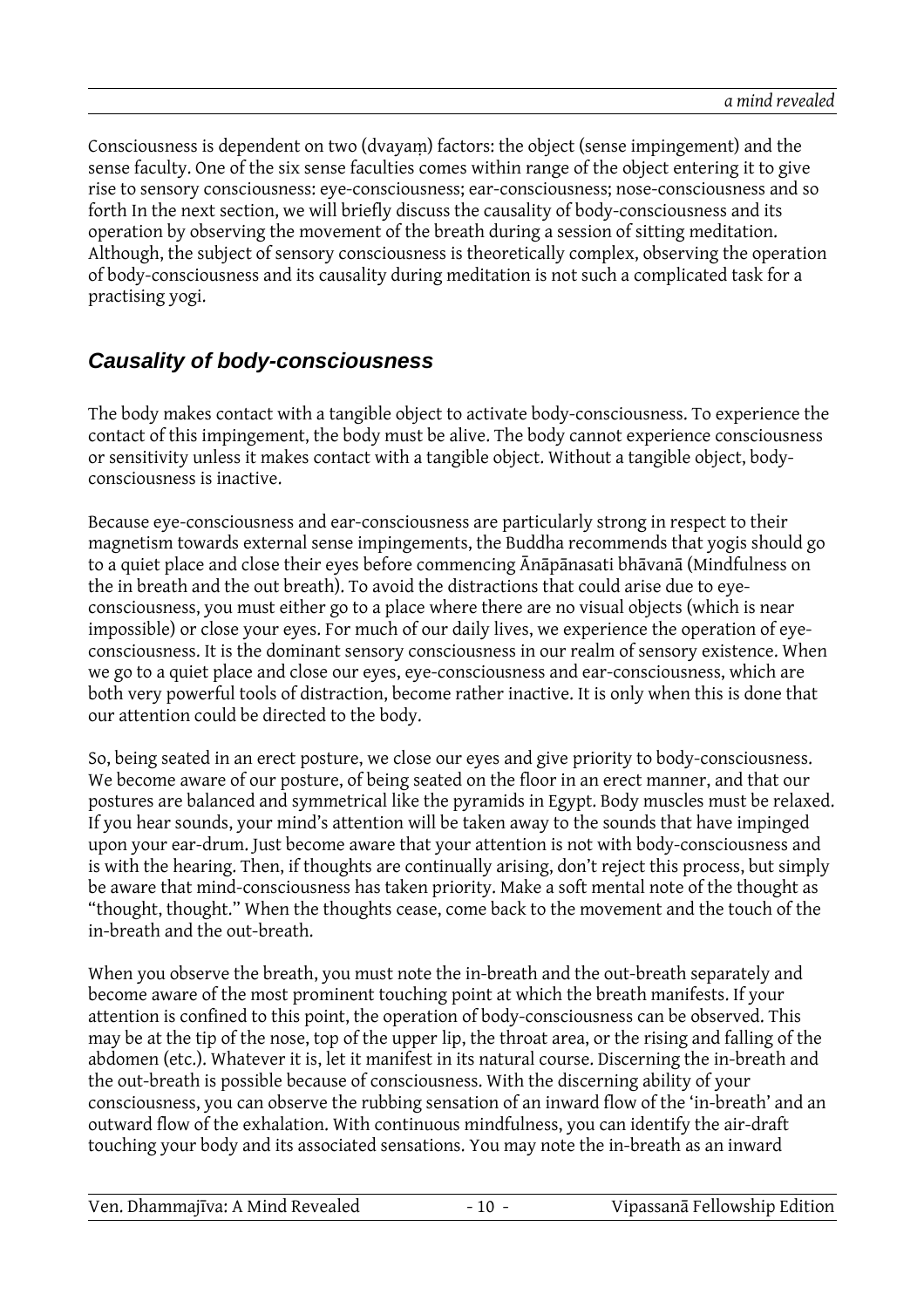Consciousness is dependent on two (dvayaṃ) factors: the object (sense impingement) and the sense faculty. One of the six sense faculties comes within range of the object entering it to give rise to sensory consciousness: eye-consciousness; ear-consciousness; nose-consciousness and so forth In the next section, we will briefly discuss the causality of body-consciousness and its operation by observing the movement of the breath during a session of sitting meditation. Although, the subject of sensory consciousness is theoretically complex, observing the operation of body-consciousness and its causality during meditation is not such a complicated task for a practising yogi.

## *Causality of body-consciousness*

The body makes contact with a tangible object to activate body-consciousness. To experience the contact of this impingement, the body must be alive. The body cannot experience consciousness or sensitivity unless it makes contact with a tangible object. Without a tangible object, body-consciousness is inactive.

Because eye-consciousness and ear-consciousness are particularly strong in respect to their magnetism towards external sense impingements, the Buddha recommends that yogis should go to a quiet place and close their eyes before commencing Ānāpānasati bhāvanā (Mindfulness on the in breath and the out breath). To avoid the distractions that could arise due to eye-consciousness, you must either go to a place where there are no visual objects (which is near impossible) or close your eyes. For much of our daily lives, we experience the operation of eye-consciousness. It is the dominant sensory consciousness in our realm of sensory existence. When we go to a quiet place and close our eyes, eye-consciousness and ear-consciousness, which are both very powerful tools of distraction, become rather inactive. It is only when this is done that our attention could be directed to the body.

So, being seated in an erect posture, we close our eyes and give priority to body-consciousness. We become aware of our posture, of being seated on the floor in an erect manner, and that our postures are balanced and symmetrical like the pyramids in Egypt. Body muscles must be relaxed. If you hear sounds, your mind's attention will be taken away to the sounds that have impinged upon your ear-drum. Just become aware that your attention is not with body-consciousness and is with the hearing. Then, if thoughts are continually arising, don't reject this process, but simply be aware that mind-consciousness has taken priority. Make a soft mental note of the thought as "thought, thought." When the thoughts cease, come back to the movement and the touch of the in-breath and the out-breath.

When you observe the breath, you must note the in-breath and the out-breath separately and become aware of the most prominent touching point at which the breath manifests. If your attention is confined to this point, the operation of body-consciousness can be observed. This may be at the tip of the nose, top of the upper lip, the throat area, or the rising and falling of the abdomen (etc.). Whatever it is, let it manifest in its natural course. Discerning the in-breath and the out-breath is possible because of consciousness. With the discerning ability of your consciousness, you can observe the rubbing sensation of an inward flow of the 'in-breath' and an outward flow of the exhalation. With continuous mindfulness, you can identify the air-draft touching your body and its associated sensations. You may note the in-breath as an inward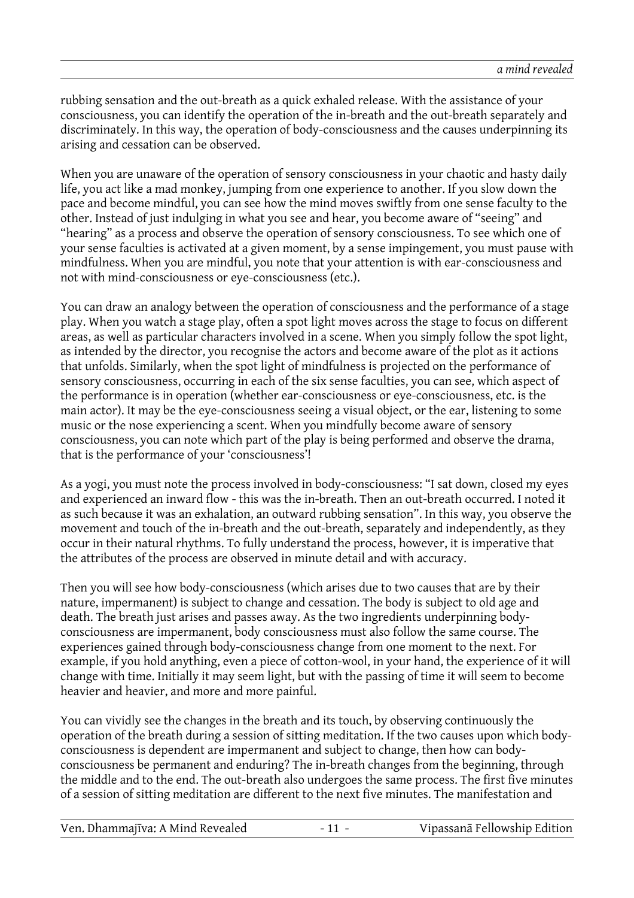rubbing sensation and the out-breath as a quick exhaled release. With the assistance of your consciousness, you can identify the operation of the in-breath and the out-breath separately and discriminately. In this way, the operation of body-consciousness and the causes underpinning its arising and cessation can be observed.

When you are unaware of the operation of sensory consciousness in your chaotic and hasty daily life, you act like a mad monkey, jumping from one experience to another. If you slow down the pace and become mindful, you can see how the mind moves swiftly from one sense faculty to the other. Instead of just indulging in what you see and hear, you become aware of "seeing" and "hearing" as a process and observe the operation of sensory consciousness. To see which one of your sense faculties is activated at a given moment, by a sense impingement, you must pause with mindfulness. When you are mindful, you note that your attention is with ear-consciousness and not with mind-consciousness or eye-consciousness (etc.).

You can draw an analogy between the operation of consciousness and the performance of a stage play. When you watch a stage play, often a spot light moves across the stage to focus on different areas, as well as particular characters involved in a scene. When you simply follow the spot light, as intended by the director, you recognise the actors and become aware of the plot as it actions that unfolds. Similarly, when the spot light of mindfulness is projected on the performance of sensory consciousness, occurring in each of the six sense faculties, you can see, which aspect of the performance is in operation (whether ear-consciousness or eye-consciousness, etc. is the main actor). It may be the eye-consciousness seeing a visual object, or the ear, listening to some music or the nose experiencing a scent. When you mindfully become aware of sensory consciousness, you can note which part of the play is being performed and observe the drama, that is the performance of your 'consciousness'!

As a yogi, you must note the process involved in body-consciousness: "I sat down, closed my eyes and experienced an inward flow - this was the in-breath. Then an out-breath occurred. I noted it as such because it was an exhalation, an outward rubbing sensation". In this way, you observe the movement and touch of the in-breath and the out-breath, separately and independently, as they occur in their natural rhythms. To fully understand the process, however, it is imperative that the attributes of the process are observed in minute detail and with accuracy.

Then you will see how body-consciousness (which arises due to two causes that are by their nature, impermanent) is subject to change and cessation. The body is subject to old age and death. The breath just arises and passes away. As the two ingredients underpinning body-consciousness are impermanent, body consciousness must also follow the same course. The experiences gained through body-consciousness change from one moment to the next. For example, if you hold anything, even a piece of cotton-wool, in your hand, the experience of it will change with time. Initially it may seem light, but with the passing of time it will seem to become heavier and heavier, and more and more painful.

You can vividly see the changes in the breath and its touch, by observing continuously the operation of the breath during a session of sitting meditation. If the two causes upon which body-consciousness is dependent are impermanent and subject to change, then how can body-consciousness be permanent and enduring? The in-breath changes from the beginning, through the middle and to the end. The out-breath also undergoes the same process. The first five minutes of a session of sitting meditation are different to the next five minutes. The manifestation and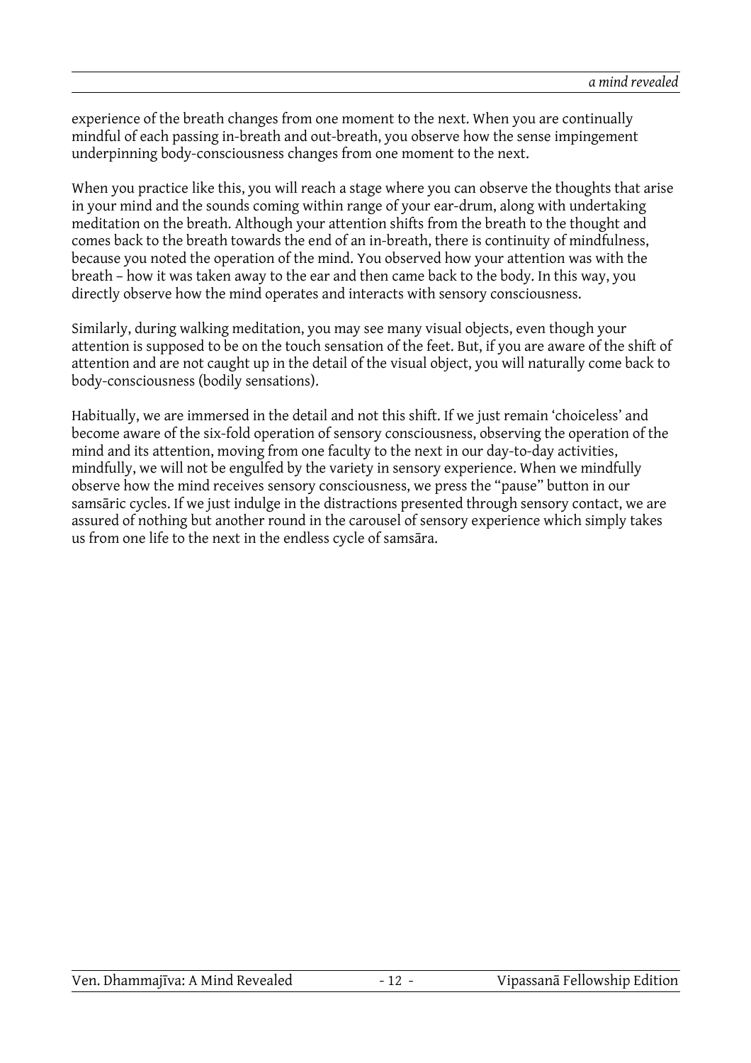experience of the breath changes from one moment to the next. When you are continually mindful of each passing in-breath and out-breath, you observe how the sense impingement underpinning body-consciousness changes from one moment to the next.

When you practice like this, you will reach a stage where you can observe the thoughts that arise in your mind and the sounds coming within range of your ear-drum, along with undertaking meditation on the breath. Although your attention shifts from the breath to the thought and comes back to the breath towards the end of an in-breath, there is continuity of mindfulness, because you noted the operation of the mind. You observed how your attention was with the breath – how it was taken away to the ear and then came back to the body. In this way, you directly observe how the mind operates and interacts with sensory consciousness.

Similarly, during walking meditation, you may see many visual objects, even though your attention is supposed to be on the touch sensation of the feet. But, if you are aware of the shift of attention and are not caught up in the detail of the visual object, you will naturally come back to body-consciousness (bodily sensations).

Habitually, we are immersed in the detail and not this shift. If we just remain 'choiceless' and become aware of the six-fold operation of sensory consciousness, observing the operation of the mind and its attention, moving from one faculty to the next in our day-to-day activities, mindfully, we will not be engulfed by the variety in sensory experience. When we mindfully observe how the mind receives sensory consciousness, we press the "pause" button in our samsāric cycles. If we just indulge in the distractions presented through sensory contact, we are assured of nothing but another round in the carousel of sensory experience which simply takes us from one life to the next in the endless cycle of samsāra.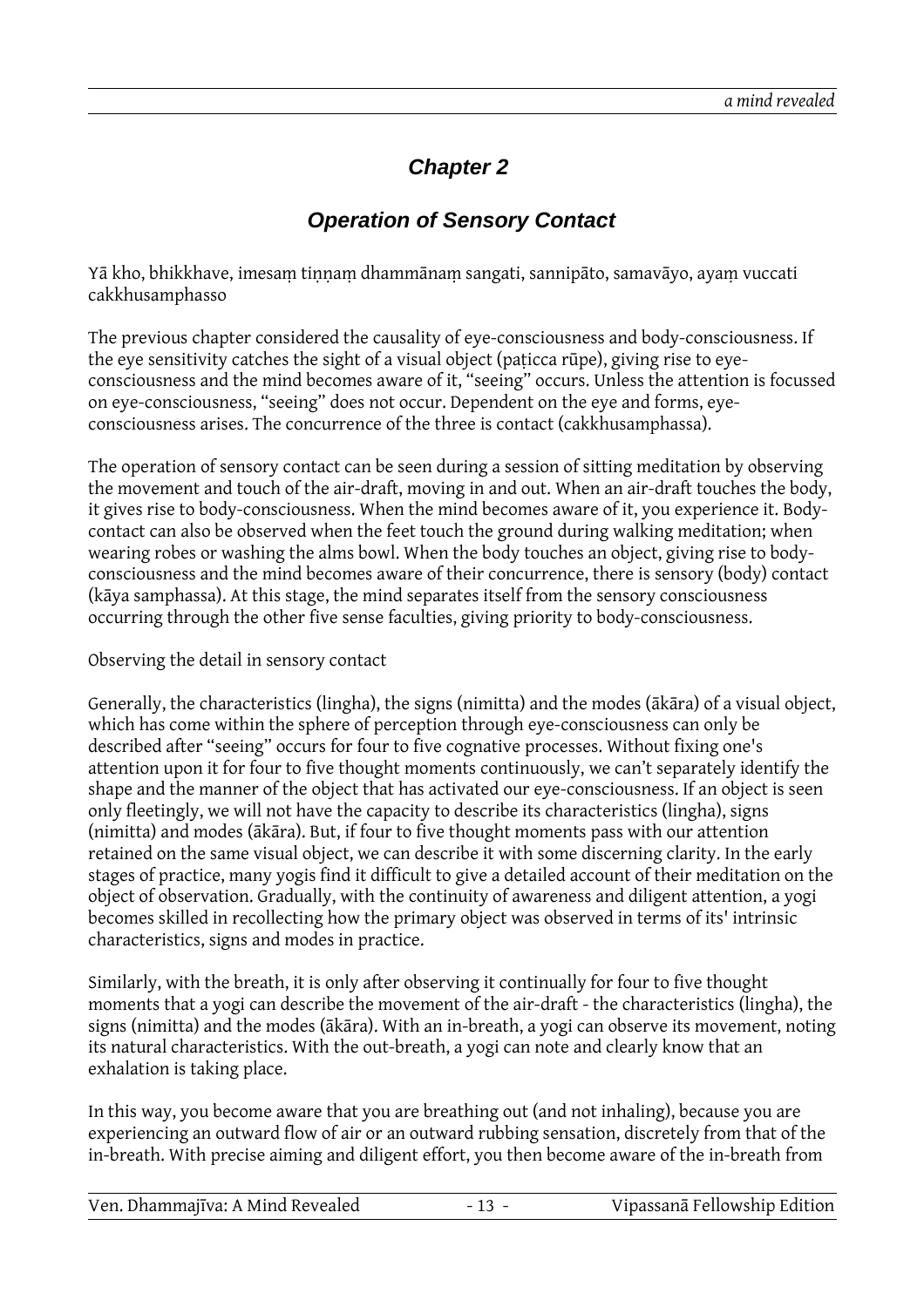# Chapter 2

## Operation of Sensory Contact

Yā kho, bhikkhave, imesaṃ tiṇṇaṃ dhammānaṃ sangati, sannipāto, samavāyo, ayaṃ vuccati cakkhusamphasso

The previous chapter considered the causality of eye-consciousness and body-consciousness. If the eye sensitivity catches the sight of a visual object (paṭicca rūpe), giving rise to eye-consciousness and the mind becomes aware of it, "seeing" occurs. Unless the attention is focussed on eye-consciousness, "seeing" does not occur. Dependent on the eye and forms, eye-consciousness arises. The concurrence of the three is contact (cakkhusamphassa).

The operation of sensory contact can be seen during a session of sitting meditation by observing the movement and touch of the air-draft, moving in and out. When an air-draft touches the body, it gives rise to body-consciousness. When the mind becomes aware of it, you experience it. Body-contact can also be observed when the feet touch the ground during walking meditation; when wearing robes or washing the alms bowl. When the body touches an object, giving rise to body-consciousness and the mind becomes aware of their concurrence, there is sensory (body) contact (kāya samphassa). At this stage, the mind separates itself from the sensory consciousness occurring through the other five sense faculties, giving priority to body-consciousness.

Observing the detail in sensory contact

Generally, the characteristics (lingha), the signs (nimitta) and the modes (ākāra) of a visual object, which has come within the sphere of perception through eye-consciousness can only be described after "seeing" occurs for four to five cognative processes. Without fixing one's attention upon it for four to five thought moments continuously, we can't separately identify the shape and the manner of the object that has activated our eye-consciousness. If an object is seen only fleetingly, we will not have the capacity to describe its characteristics (lingha), signs (nimitta) and modes (ākāra). But, if four to five thought moments pass with our attention retained on the same visual object, we can describe it with some discerning clarity. In the early stages of practice, many yogis find it difficult to give a detailed account of their meditation on the object of observation. Gradually, with the continuity of awareness and diligent attention, a yogi becomes skilled in recollecting how the primary object was observed in terms of its' intrinsic characteristics, signs and modes in practice.

Similarly, with the breath, it is only after observing it continually for four to five thought moments that a yogi can describe the movement of the air-draft - the characteristics (lingha), the signs (nimitta) and the modes (ākāra). With an in-breath, a yogi can observe its movement, noting its natural characteristics. With the out-breath, a yogi can note and clearly know that an exhalation is taking place.

In this way, you become aware that you are breathing out (and not inhaling), because you are experiencing an outward flow of air or an outward rubbing sensation, discretely from that of the in-breath. With precise aiming and diligent effort, you then become aware of the in-breath from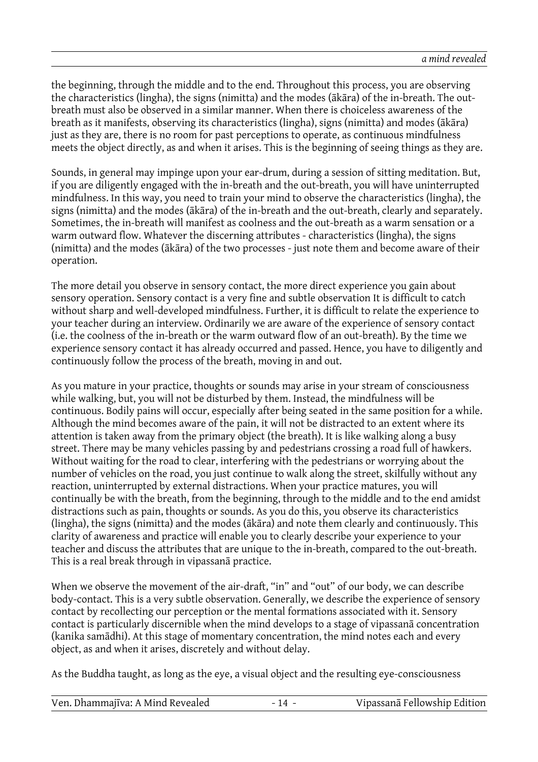the beginning, through the middle and to the end. Throughout this process, you are observing the characteristics (lingha), the signs (nimitta) and the modes (ākāra) of the in-breath. The out-breath must also be observed in a similar manner. When there is choiceless awareness of the breath as it manifests, observing its characteristics (lingha), signs (nimitta) and modes (ākāra) just as they are, there is no room for past perceptions to operate, as continuous mindfulness meets the object directly, as and when it arises. This is the beginning of seeing things as they are.

Sounds, in general may impinge upon your ear-drum, during a session of sitting meditation. But, if you are diligently engaged with the in-breath and the out-breath, you will have uninterrupted mindfulness. In this way, you need to train your mind to observe the characteristics (lingha), the signs (nimitta) and the modes (ākāra) of the in-breath and the out-breath, clearly and separately. Sometimes, the in-breath will manifest as coolness and the out-breath as a warm sensation or a warm outward flow. Whatever the discerning attributes - characteristics (lingha), the signs (nimitta) and the modes (ākāra) of the two processes - just note them and become aware of their operation.

The more detail you observe in sensory contact, the more direct experience you gain about sensory operation. Sensory contact is a very fine and subtle observation It is difficult to catch without sharp and well-developed mindfulness. Further, it is difficult to relate the experience to your teacher during an interview. Ordinarily we are aware of the experience of sensory contact (i.e. the coolness of the in-breath or the warm outward flow of an out-breath). By the time we experience sensory contact it has already occurred and passed. Hence, you have to diligently and continuously follow the process of the breath, moving in and out.

As you mature in your practice, thoughts or sounds may arise in your stream of consciousness while walking, but, you will not be disturbed by them. Instead, the mindfulness will be continuous. Bodily pains will occur, especially after being seated in the same position for a while. Although the mind becomes aware of the pain, it will not be distracted to an extent where its attention is taken away from the primary object (the breath). It is like walking along a busy street. There may be many vehicles passing by and pedestrians crossing a road full of hawkers. Without waiting for the road to clear, interfering with the pedestrians or worrying about the number of vehicles on the road, you just continue to walk along the street, skilfully without any reaction, uninterrupted by external distractions. When your practice matures, you will continually be with the breath, from the beginning, through to the middle and to the end amidst distractions such as pain, thoughts or sounds. As you do this, you observe its characteristics (lingha), the signs (nimitta) and the modes (ākāra) and note them clearly and continuously. This clarity of awareness and practice will enable you to clearly describe your experience to your teacher and discuss the attributes that are unique to the in-breath, compared to the out-breath. This is a real break through in vipassanā practice.

When we observe the movement of the air-draft, "in" and "out" of our body, we can describe body-contact. This is a very subtle observation. Generally, we describe the experience of sensory contact by recollecting our perception or the mental formations associated with it. Sensory contact is particularly discernible when the mind develops to a stage of vipassanā concentration (kanika samādhi). At this stage of momentary concentration, the mind notes each and every object, as and when it arises, discretely and without delay.

As the Buddha taught, as long as the eye, a visual object and the resulting eye-consciousness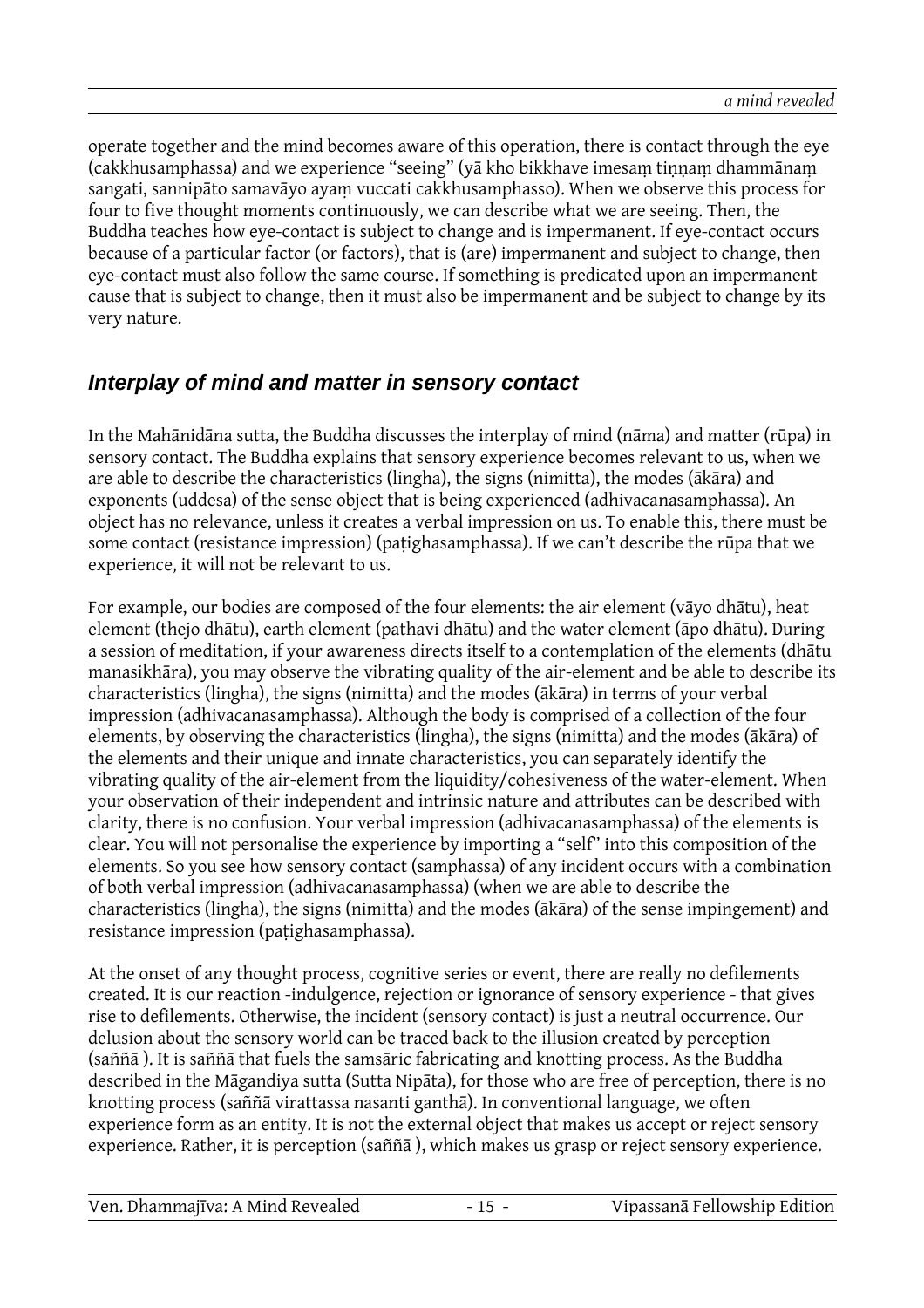operate together and the mind becomes aware of this operation, there is contact through the eye (cakkhusamphassa) and we experience "seeing" (yā kho bikkhave imesaṃ tiṇṇaṃ dhammānaṃ sangati, sannipāto samavāyo ayaṃ vuccati cakkhusamphasso). When we observe this process for four to five thought moments continuously, we can describe what we are seeing. Then, the Buddha teaches how eye-contact is subject to change and is impermanent. If eye-contact occurs because of a particular factor (or factors), that is (are) impermanent and subject to change, then eye-contact must also follow the same course. If something is predicated upon an impermanent cause that is subject to change, then it must also be impermanent and be subject to change by its very nature.

## *Interplay of mind and matter in sensory contact*

In the Mahānidāna sutta, the Buddha discusses the interplay of mind (nāma) and matter (rūpa) in sensory contact. The Buddha explains that sensory experience becomes relevant to us, when we are able to describe the characteristics (lingha), the signs (nimitta), the modes (ākāra) and exponents (uddesa) of the sense object that is being experienced (adhivacanasamphassa). An object has no relevance, unless it creates a verbal impression on us. To enable this, there must be some contact (resistance impression) (paṭighasamphassa). If we can't describe the rūpa that we experience, it will not be relevant to us.

For example, our bodies are composed of the four elements: the air element (vāyo dhātu), heat element (thejo dhātu), earth element (pathavi dhātu) and the water element (āpo dhātu). During a session of meditation, if your awareness directs itself to a contemplation of the elements (dhātu manasikhāra), you may observe the vibrating quality of the air-element and be able to describe its characteristics (lingha), the signs (nimitta) and the modes (ākāra) in terms of your verbal impression (adhivacanasamphassa). Although the body is comprised of a collection of the four elements, by observing the characteristics (lingha), the signs (nimitta) and the modes (ākāra) of the elements and their unique and innate characteristics, you can separately identify the vibrating quality of the air-element from the liquidity/cohesiveness of the water-element. When your observation of their independent and intrinsic nature and attributes can be described with clarity, there is no confusion. Your verbal impression (adhivacanasamphassa) of the elements is clear. You will not personalise the experience by importing a "self" into this composition of the elements. So you see how sensory contact (samphassa) of any incident occurs with a combination of both verbal impression (adhivacanasamphassa) (when we are able to describe the characteristics (lingha), the signs (nimitta) and the modes (ākāra) of the sense impingement) and resistance impression (paṭighasamphassa).

At the onset of any thought process, cognitive series or event, there are really no defilements created. It is our reaction -indulgence, rejection or ignorance of sensory experience - that gives rise to defilements. Otherwise, the incident (sensory contact) is just a neutral occurrence. Our delusion about the sensory world can be traced back to the illusion created by perception (saññā ). It is saññā that fuels the samsāric fabricating and knotting process. As the Buddha described in the Māgandiya sutta (Sutta Nipāta), for those who are free of perception, there is no knotting process (saññā virattassa nasanti ganthā). In conventional language, we often experience form as an entity. It is not the external object that makes us accept or reject sensory experience. Rather, it is perception (saññā ), which makes us grasp or reject sensory experience.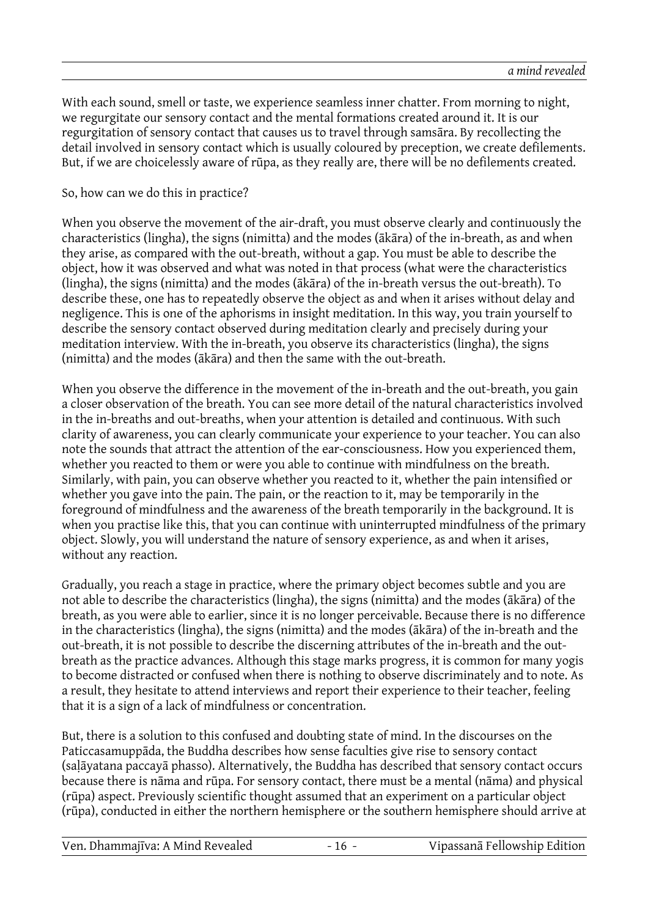With each sound, smell or taste, we experience seamless inner chatter. From morning to night, we regurgitate our sensory contact and the mental formations created around it. It is our regurgitation of sensory contact that causes us to travel through samsāra. By recollecting the detail involved in sensory contact which is usually coloured by preception, we create defilements. But, if we are choicelessly aware of rūpa, as they really are, there will be no defilements created.

So, how can we do this in practice?

When you observe the movement of the air-draft, you must observe clearly and continuously the characteristics (lingha), the signs (nimitta) and the modes (ākāra) of the in-breath, as and when they arise, as compared with the out-breath, without a gap. You must be able to describe the object, how it was observed and what was noted in that process (what were the characteristics (lingha), the signs (nimitta) and the modes (ākāra) of the in-breath versus the out-breath). To describe these, one has to repeatedly observe the object as and when it arises without delay and negligence. This is one of the aphorisms in insight meditation. In this way, you train yourself to describe the sensory contact observed during meditation clearly and precisely during your meditation interview. With the in-breath, you observe its characteristics (lingha), the signs (nimitta) and the modes (ākāra) and then the same with the out-breath.

When you observe the difference in the movement of the in-breath and the out-breath, you gain a closer observation of the breath. You can see more detail of the natural characteristics involved in the in-breaths and out-breaths, when your attention is detailed and continuous. With such clarity of awareness, you can clearly communicate your experience to your teacher. You can also note the sounds that attract the attention of the ear-consciousness. How you experienced them, whether you reacted to them or were you able to continue with mindfulness on the breath. Similarly, with pain, you can observe whether you reacted to it, whether the pain intensified or whether you gave into the pain. The pain, or the reaction to it, may be temporarily in the foreground of mindfulness and the awareness of the breath temporarily in the background. It is when you practise like this, that you can continue with uninterrupted mindfulness of the primary object. Slowly, you will understand the nature of sensory experience, as and when it arises, without any reaction.

Gradually, you reach a stage in practice, where the primary object becomes subtle and you are not able to describe the characteristics (lingha), the signs (nimitta) and the modes (ākāra) of the breath, as you were able to earlier, since it is no longer perceivable. Because there is no difference in the characteristics (lingha), the signs (nimitta) and the modes (ākāra) of the in-breath and the out-breath, it is not possible to describe the discerning attributes of the in-breath and the out-breath as the practice advances. Although this stage marks progress, it is common for many yogis to become distracted or confused when there is nothing to observe discriminately and to note. As a result, they hesitate to attend interviews and report their experience to their teacher, feeling that it is a sign of a lack of mindfulness or concentration.

But, there is a solution to this confused and doubting state of mind. In the discourses on the Paticcasamuppāda, the Buddha describes how sense faculties give rise to sensory contact (saḷāyatana paccayā phasso). Alternatively, the Buddha has described that sensory contact occurs because there is nāma and rūpa. For sensory contact, there must be a mental (nāma) and physical (rūpa) aspect. Previously scientific thought assumed that an experiment on a particular object (rūpa), conducted in either the northern hemisphere or the southern hemisphere should arrive at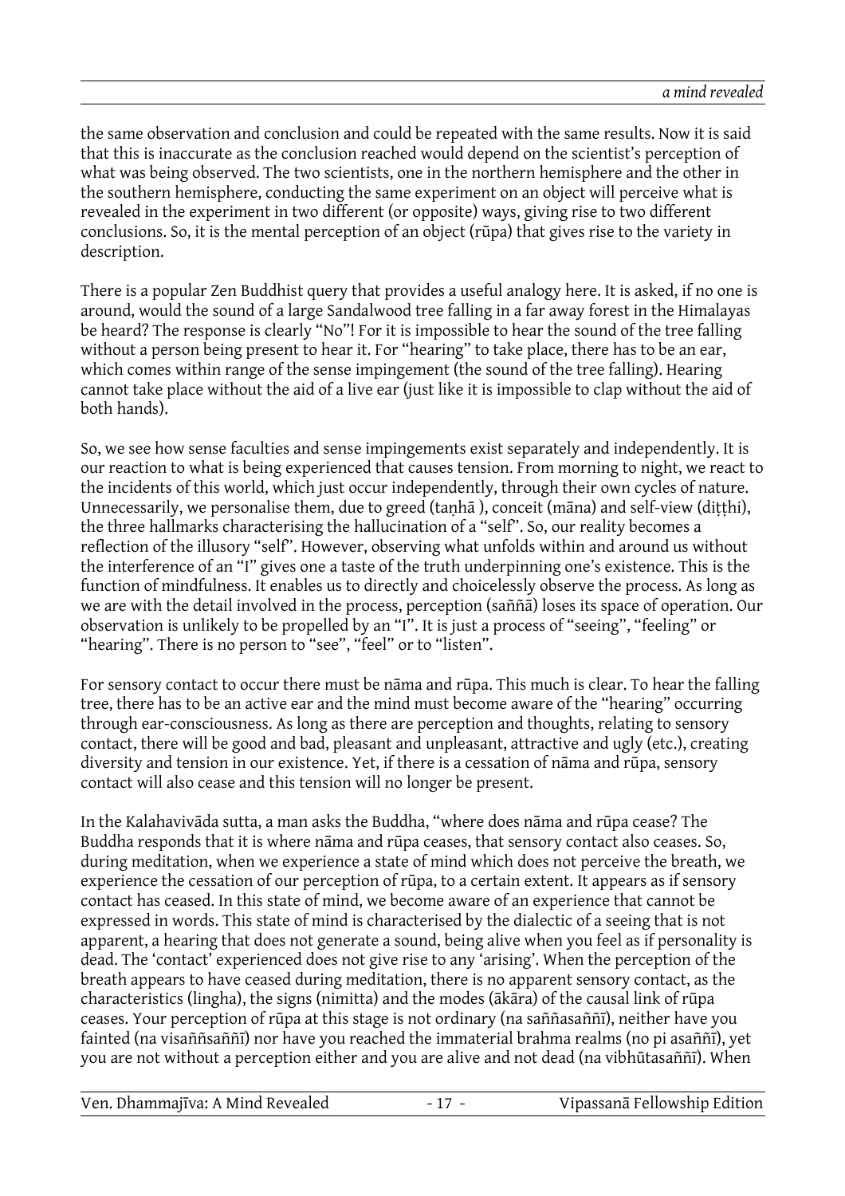the same observation and conclusion and could be repeated with the same results. Now it is said that this is inaccurate as the conclusion reached would depend on the scientist's perception of what was being observed. The two scientists, one in the northern hemisphere and the other in the southern hemisphere, conducting the same experiment on an object will perceive what is revealed in the experiment in two different (or opposite) ways, giving rise to two different conclusions. So, it is the mental perception of an object (rūpa) that gives rise to the variety in description.

There is a popular Zen Buddhist query that provides a useful analogy here. It is asked, if no one is around, would the sound of a large Sandalwood tree falling in a far away forest in the Himalayas be heard? The response is clearly "No"! For it is impossible to hear the sound of the tree falling without a person being present to hear it. For "hearing" to take place, there has to be an ear, which comes within range of the sense impingement (the sound of the tree falling). Hearing cannot take place without the aid of a live ear (just like it is impossible to clap without the aid of both hands).

So, we see how sense faculties and sense impingements exist separately and independently. It is our reaction to what is being experienced that causes tension. From morning to night, we react to the incidents of this world, which just occur independently, through their own cycles of nature. Unnecessarily, we personalise them, due to greed (taṇhā ), conceit (māna) and self-view (diṭṭhi), the three hallmarks characterising the hallucination of a "self". So, our reality becomes a reflection of the illusory "self". However, observing what unfolds within and around us without the interference of an "I" gives one a taste of the truth underpinning one's existence. This is the function of mindfulness. It enables us to directly and choicelessly observe the process. As long as we are with the detail involved in the process, perception (saññā) loses its space of operation. Our observation is unlikely to be propelled by an "I". It is just a process of "seeing", "feeling" or "hearing". There is no person to "see", "feel" or to "listen".

For sensory contact to occur there must be nāma and rūpa. This much is clear. To hear the falling tree, there has to be an active ear and the mind must become aware of the "hearing" occurring through ear-consciousness. As long as there are perception and thoughts, relating to sensory contact, there will be good and bad, pleasant and unpleasant, attractive and ugly (etc.), creating diversity and tension in our existence. Yet, if there is a cessation of nāma and rūpa, sensory contact will also cease and this tension will no longer be present.

In the Kalahavivāda sutta, a man asks the Buddha, "where does nāma and rūpa cease? The Buddha responds that it is where nāma and rūpa ceases, that sensory contact also ceases. So, during meditation, when we experience a state of mind which does not perceive the breath, we experience the cessation of our perception of rūpa, to a certain extent. It appears as if sensory contact has ceased. In this state of mind, we become aware of an experience that cannot be expressed in words. This state of mind is characterised by the dialectic of a seeing that is not apparent, a hearing that does not generate a sound, being alive when you feel as if personality is dead. The 'contact' experienced does not give rise to any 'arising'. When the perception of the breath appears to have ceased during meditation, there is no apparent sensory contact, as the characteristics (lingha), the signs (nimitta) and the modes (ākāra) of the causal link of rūpa ceases. Your perception of rūpa at this stage is not ordinary (na saññasaññī), neither have you fainted (na visaññsaññī) nor have you reached the immaterial brahma realms (no pi asaññī), yet you are not without a perception either and you are alive and not dead (na vibhūtasaññī). When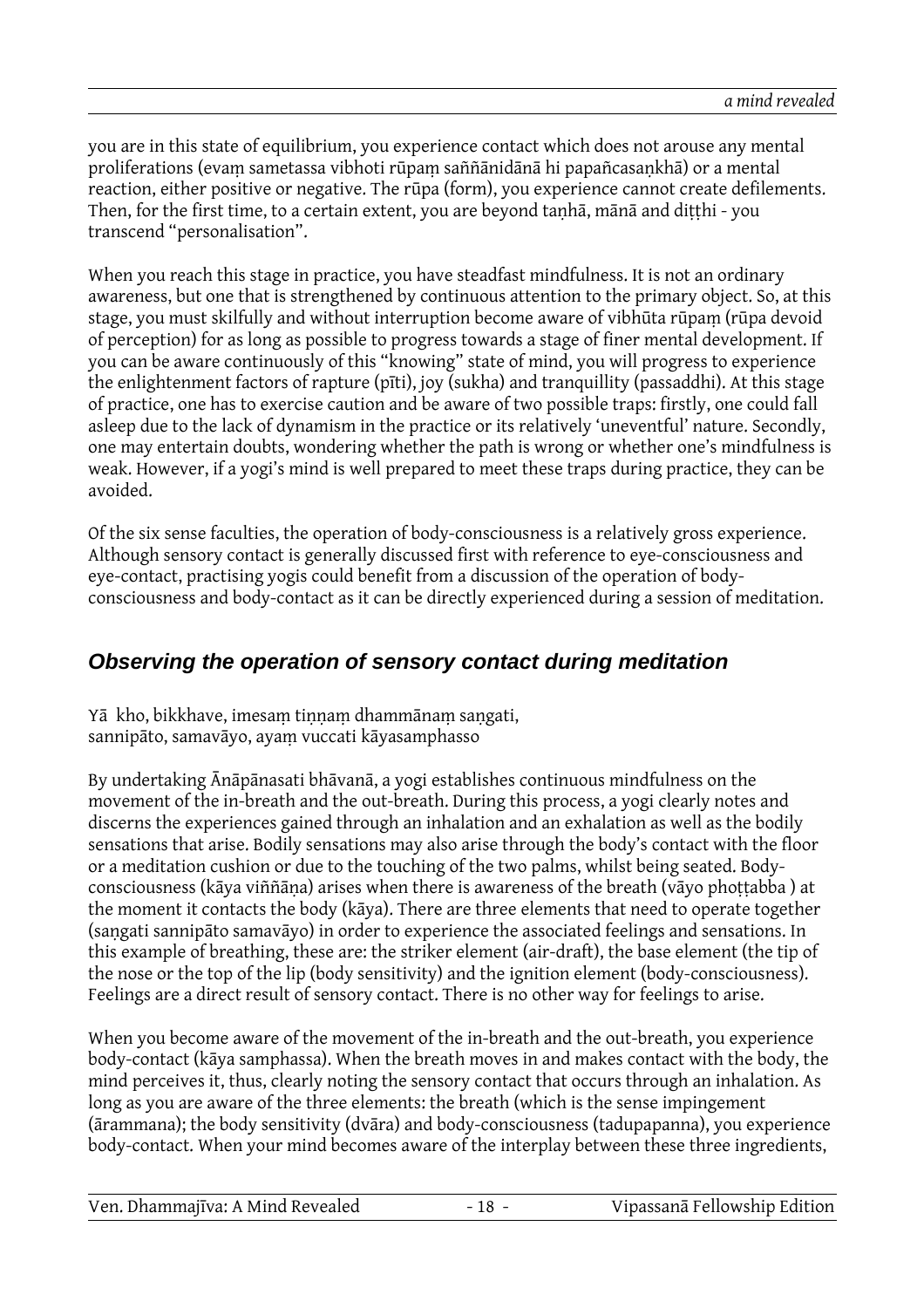you are in this state of equilibrium, you experience contact which does not arouse any mental proliferations (evaṃ sametassa vibhoti rūpaṃ saññānidānā hi papañcasaṇkhā) or a mental reaction, either positive or negative. The rūpa (form), you experience cannot create defilements. Then, for the first time, to a certain extent, you are beyond taṇhā, mānā and diṭṭhi - you transcend "personalisation".

When you reach this stage in practice, you have steadfast mindfulness. It is not an ordinary awareness, but one that is strengthened by continuous attention to the primary object. So, at this stage, you must skilfully and without interruption become aware of vibhūta rūpaṃ (rūpa devoid of perception) for as long as possible to progress towards a stage of finer mental development. If you can be aware continuously of this "knowing" state of mind, you will progress to experience the enlightenment factors of rapture (pīti), joy (sukha) and tranquillity (passaddhi). At this stage of practice, one has to exercise caution and be aware of two possible traps: firstly, one could fall asleep due to the lack of dynamism in the practice or its relatively 'uneventful' nature. Secondly, one may entertain doubts, wondering whether the path is wrong or whether one's mindfulness is weak. However, if a yogi's mind is well prepared to meet these traps during practice, they can be avoided.

Of the six sense faculties, the operation of body-consciousness is a relatively gross experience. Although sensory contact is generally discussed first with reference to eye-consciousness and eye-contact, practising yogis could benefit from a discussion of the operation of body-consciousness and body-contact as it can be directly experienced during a session of meditation.

## Observing the operation of sensory contact during meditation

Yā kho, bikkhave, imesaṃ tiṇṇaṃ dhammānaṃ saṇgati,
sannipāto, samavāyo, ayaṃ vuccati kāyasamphasso

By undertaking Ānāpānasati bhāvanā, a yogi establishes continuous mindfulness on the movement of the in-breath and the out-breath. During this process, a yogi clearly notes and discerns the experiences gained through an inhalation and an exhalation as well as the bodily sensations that arise. Bodily sensations may also arise through the body's contact with the floor or a meditation cushion or due to the touching of the two palms, whilst being seated. Body-consciousness (kāya viññāṇa) arises when there is awareness of the breath (vāyo phoṭṭabba ) at the moment it contacts the body (kāya). There are three elements that need to operate together (saṇgati sannipāto samavāyo) in order to experience the associated feelings and sensations. In this example of breathing, these are: the striker element (air-draft), the base element (the tip of the nose or the top of the lip (body sensitivity) and the ignition element (body-consciousness). Feelings are a direct result of sensory contact. There is no other way for feelings to arise.

When you become aware of the movement of the in-breath and the out-breath, you experience body-contact (kāya samphassa). When the breath moves in and makes contact with the body, the mind perceives it, thus, clearly noting the sensory contact that occurs through an inhalation. As long as you are aware of the three elements: the breath (which is the sense impingement (ārammana); the body sensitivity (dvāra) and body-consciousness (tadupapanna), you experience body-contact. When your mind becomes aware of the interplay between these three ingredients,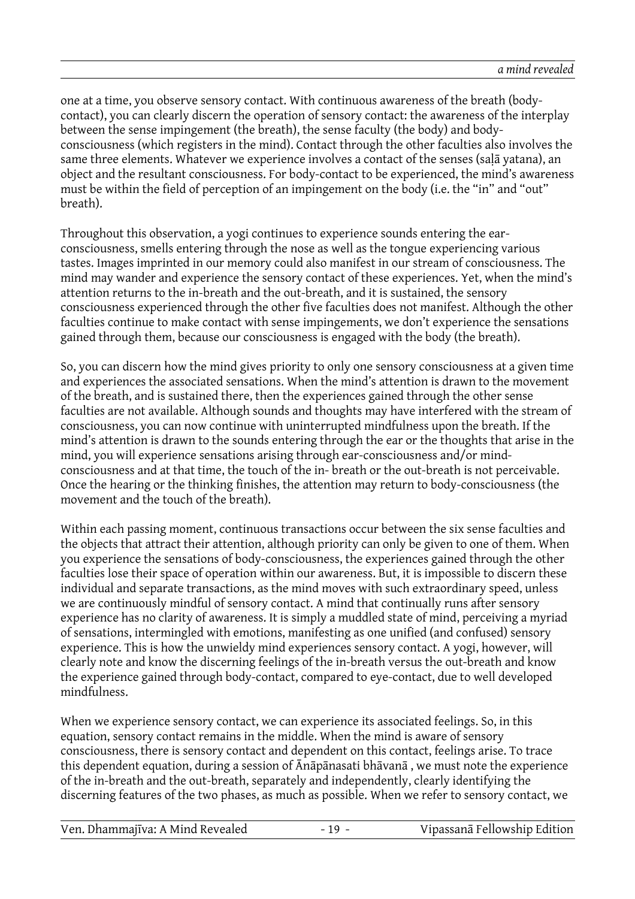one at a time, you observe sensory contact. With continuous awareness of the breath (body-contact), you can clearly discern the operation of sensory contact: the awareness of the interplay between the sense impingement (the breath), the sense faculty (the body) and body-consciousness (which registers in the mind). Contact through the other faculties also involves the same three elements. Whatever we experience involves a contact of the senses (saḷā yatana), an object and the resultant consciousness. For body-contact to be experienced, the mind's awareness must be within the field of perception of an impingement on the body (i.e. the "in" and "out" breath).

Throughout this observation, a yogi continues to experience sounds entering the ear-consciousness, smells entering through the nose as well as the tongue experiencing various tastes. Images imprinted in our memory could also manifest in our stream of consciousness. The mind may wander and experience the sensory contact of these experiences. Yet, when the mind's attention returns to the in-breath and the out-breath, and it is sustained, the sensory consciousness experienced through the other five faculties does not manifest. Although the other faculties continue to make contact with sense impingements, we don't experience the sensations gained through them, because our consciousness is engaged with the body (the breath).

So, you can discern how the mind gives priority to only one sensory consciousness at a given time and experiences the associated sensations. When the mind's attention is drawn to the movement of the breath, and is sustained there, then the experiences gained through the other sense faculties are not available. Although sounds and thoughts may have interfered with the stream of consciousness, you can now continue with uninterrupted mindfulness upon the breath. If the mind's attention is drawn to the sounds entering through the ear or the thoughts that arise in the mind, you will experience sensations arising through ear-consciousness and/or mind-consciousness and at that time, the touch of the in- breath or the out-breath is not perceivable. Once the hearing or the thinking finishes, the attention may return to body-consciousness (the movement and the touch of the breath).

Within each passing moment, continuous transactions occur between the six sense faculties and the objects that attract their attention, although priority can only be given to one of them. When you experience the sensations of body-consciousness, the experiences gained through the other faculties lose their space of operation within our awareness. But, it is impossible to discern these individual and separate transactions, as the mind moves with such extraordinary speed, unless we are continuously mindful of sensory contact. A mind that continually runs after sensory experience has no clarity of awareness. It is simply a muddled state of mind, perceiving a myriad of sensations, intermingled with emotions, manifesting as one unified (and confused) sensory experience. This is how the unwieldy mind experiences sensory contact. A yogi, however, will clearly note and know the discerning feelings of the in-breath versus the out-breath and know the experience gained through body-contact, compared to eye-contact, due to well developed mindfulness.

When we experience sensory contact, we can experience its associated feelings. So, in this equation, sensory contact remains in the middle. When the mind is aware of sensory consciousness, there is sensory contact and dependent on this contact, feelings arise. To trace this dependent equation, during a session of Ānāpānasati bhāvanā , we must note the experience of the in-breath and the out-breath, separately and independently, clearly identifying the discerning features of the two phases, as much as possible. When we refer to sensory contact, we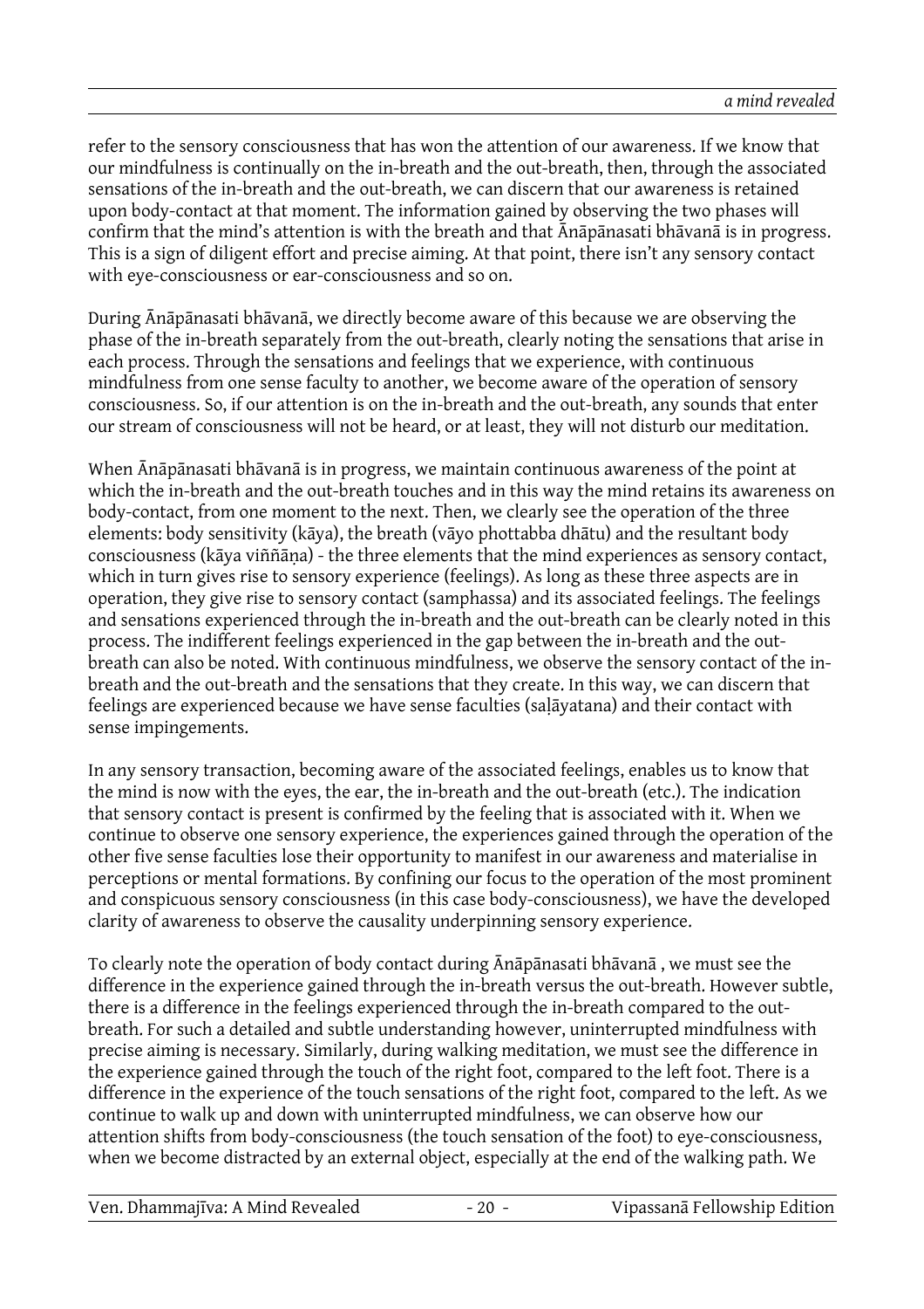refer to the sensory consciousness that has won the attention of our awareness. If we know that our mindfulness is continually on the in-breath and the out-breath, then, through the associated sensations of the in-breath and the out-breath, we can discern that our awareness is retained upon body-contact at that moment. The information gained by observing the two phases will confirm that the mind's attention is with the breath and that Ānāpānasati bhāvanā is in progress. This is a sign of diligent effort and precise aiming. At that point, there isn't any sensory contact with eye-consciousness or ear-consciousness and so on.

During Ānāpānasati bhāvanā, we directly become aware of this because we are observing the phase of the in-breath separately from the out-breath, clearly noting the sensations that arise in each process. Through the sensations and feelings that we experience, with continuous mindfulness from one sense faculty to another, we become aware of the operation of sensory consciousness. So, if our attention is on the in-breath and the out-breath, any sounds that enter our stream of consciousness will not be heard, or at least, they will not disturb our meditation.

When Ānāpānasati bhāvanā is in progress, we maintain continuous awareness of the point at which the in-breath and the out-breath touches and in this way the mind retains its awareness on body-contact, from one moment to the next. Then, we clearly see the operation of the three elements: body sensitivity (kāya), the breath (vāyo phottabba dhātu) and the resultant body consciousness (kāya viññāṇa) - the three elements that the mind experiences as sensory contact, which in turn gives rise to sensory experience (feelings). As long as these three aspects are in operation, they give rise to sensory contact (samphassa) and its associated feelings. The feelings and sensations experienced through the in-breath and the out-breath can be clearly noted in this process. The indifferent feelings experienced in the gap between the in-breath and the out-breath can also be noted. With continuous mindfulness, we observe the sensory contact of the in-breath and the out-breath and the sensations that they create. In this way, we can discern that feelings are experienced because we have sense faculties (saḷāyatana) and their contact with sense impingements.

In any sensory transaction, becoming aware of the associated feelings, enables us to know that the mind is now with the eyes, the ear, the in-breath and the out-breath (etc.). The indication that sensory contact is present is confirmed by the feeling that is associated with it. When we continue to observe one sensory experience, the experiences gained through the operation of the other five sense faculties lose their opportunity to manifest in our awareness and materialise in perceptions or mental formations. By confining our focus to the operation of the most prominent and conspicuous sensory consciousness (in this case body-consciousness), we have the developed clarity of awareness to observe the causality underpinning sensory experience.

To clearly note the operation of body contact during Ānāpānasati bhāvanā , we must see the difference in the experience gained through the in-breath versus the out-breath. However subtle, there is a difference in the feelings experienced through the in-breath compared to the out-breath. For such a detailed and subtle understanding however, uninterrupted mindfulness with precise aiming is necessary. Similarly, during walking meditation, we must see the difference in the experience gained through the touch of the right foot, compared to the left foot. There is a difference in the experience of the touch sensations of the right foot, compared to the left. As we continue to walk up and down with uninterrupted mindfulness, we can observe how our attention shifts from body-consciousness (the touch sensation of the foot) to eye-consciousness, when we become distracted by an external object, especially at the end of the walking path. We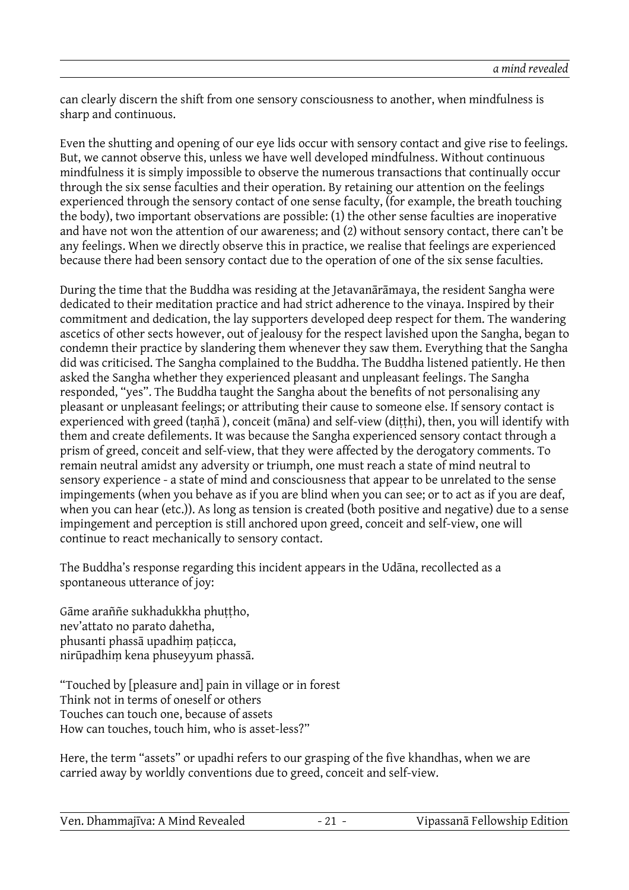can clearly discern the shift from one sensory consciousness to another, when mindfulness is sharp and continuous.

Even the shutting and opening of our eye lids occur with sensory contact and give rise to feelings. But, we cannot observe this, unless we have well developed mindfulness. Without continuous mindfulness it is simply impossible to observe the numerous transactions that continually occur through the six sense faculties and their operation. By retaining our attention on the feelings experienced through the sensory contact of one sense faculty, (for example, the breath touching the body), two important observations are possible: (1) the other sense faculties are inoperative and have not won the attention of our awareness; and (2) without sensory contact, there can't be any feelings. When we directly observe this in practice, we realise that feelings are experienced because there had been sensory contact due to the operation of one of the six sense faculties.

During the time that the Buddha was residing at the Jetavanārāmaya, the resident Sangha were dedicated to their meditation practice and had strict adherence to the vinaya. Inspired by their commitment and dedication, the lay supporters developed deep respect for them. The wandering ascetics of other sects however, out of jealousy for the respect lavished upon the Sangha, began to condemn their practice by slandering them whenever they saw them. Everything that the Sangha did was criticised. The Sangha complained to the Buddha. The Buddha listened patiently. He then asked the Sangha whether they experienced pleasant and unpleasant feelings. The Sangha responded, "yes". The Buddha taught the Sangha about the benefits of not personalising any pleasant or unpleasant feelings; or attributing their cause to someone else. If sensory contact is experienced with greed (taṇhā ), conceit (māna) and self-view (diṭṭhi), then, you will identify with them and create defilements. It was because the Sangha experienced sensory contact through a prism of greed, conceit and self-view, that they were affected by the derogatory comments. To remain neutral amidst any adversity or triumph, one must reach a state of mind neutral to sensory experience - a state of mind and consciousness that appear to be unrelated to the sense impingements (when you behave as if you are blind when you can see; or to act as if you are deaf, when you can hear (etc.)). As long as tension is created (both positive and negative) due to a sense impingement and perception is still anchored upon greed, conceit and self-view, one will continue to react mechanically to sensory contact.

The Buddha's response regarding this incident appears in the Udāna, recollected as a spontaneous utterance of joy:

Gāme araññe sukhadukkha phuṭṭho,
nev'attato no parato dahetha,
phusanti phassā upadhiṃ paṭicca,
nirūpadhiṃ kena phuseyyum phassā.

"Touched by [pleasure and] pain in village or in forest
Think not in terms of oneself or others
Touches can touch one, because of assets
How can touches, touch him, who is asset-less?"

Here, the term "assets" or upadhi refers to our grasping of the five khandhas, when we are carried away by worldly conventions due to greed, conceit and self-view.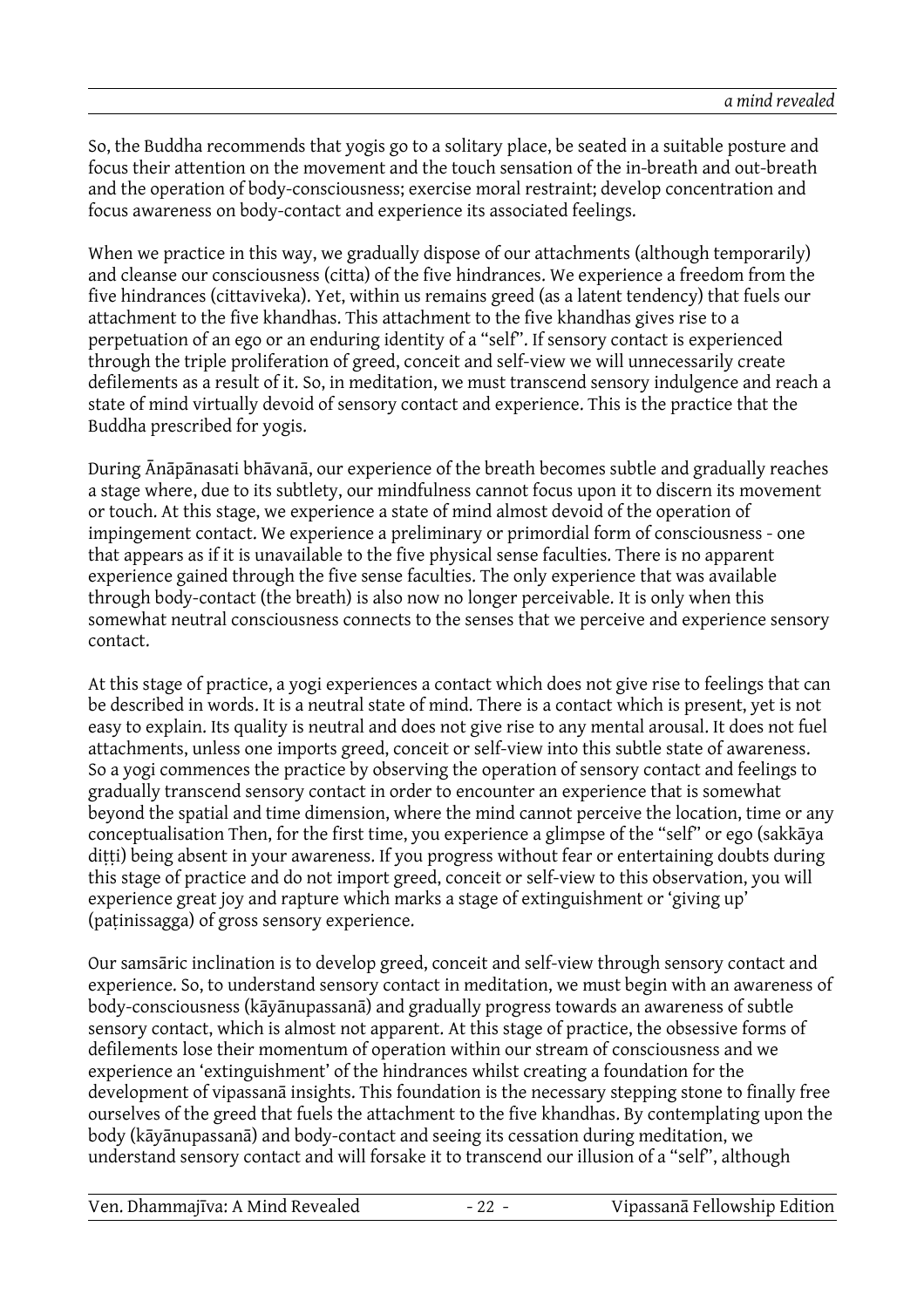So, the Buddha recommends that yogis go to a solitary place, be seated in a suitable posture and focus their attention on the movement and the touch sensation of the in-breath and out-breath and the operation of body-consciousness; exercise moral restraint; develop concentration and focus awareness on body-contact and experience its associated feelings.

When we practice in this way, we gradually dispose of our attachments (although temporarily) and cleanse our consciousness (citta) of the five hindrances. We experience a freedom from the five hindrances (cittaviveka). Yet, within us remains greed (as a latent tendency) that fuels our attachment to the five khandhas. This attachment to the five khandhas gives rise to a perpetuation of an ego or an enduring identity of a "self". If sensory contact is experienced through the triple proliferation of greed, conceit and self-view we will unnecessarily create defilements as a result of it. So, in meditation, we must transcend sensory indulgence and reach a state of mind virtually devoid of sensory contact and experience. This is the practice that the Buddha prescribed for yogis.

During Ānāpānasati bhāvanā, our experience of the breath becomes subtle and gradually reaches a stage where, due to its subtlety, our mindfulness cannot focus upon it to discern its movement or touch. At this stage, we experience a state of mind almost devoid of the operation of impingement contact. We experience a preliminary or primordial form of consciousness - one that appears as if it is unavailable to the five physical sense faculties. There is no apparent experience gained through the five sense faculties. The only experience that was available through body-contact (the breath) is also now no longer perceivable. It is only when this somewhat neutral consciousness connects to the senses that we perceive and experience sensory contact.

At this stage of practice, a yogi experiences a contact which does not give rise to feelings that can be described in words. It is a neutral state of mind. There is a contact which is present, yet is not easy to explain. Its quality is neutral and does not give rise to any mental arousal. It does not fuel attachments, unless one imports greed, conceit or self-view into this subtle state of awareness. So a yogi commences the practice by observing the operation of sensory contact and feelings to gradually transcend sensory contact in order to encounter an experience that is somewhat beyond the spatial and time dimension, where the mind cannot perceive the location, time or any conceptualisation Then, for the first time, you experience a glimpse of the "self" or ego (sakkāya diṭṭi) being absent in your awareness. If you progress without fear or entertaining doubts during this stage of practice and do not import greed, conceit or self-view to this observation, you will experience great joy and rapture which marks a stage of extinguishment or 'giving up' (paṭinissagga) of gross sensory experience.

Our samsāric inclination is to develop greed, conceit and self-view through sensory contact and experience. So, to understand sensory contact in meditation, we must begin with an awareness of body-consciousness (kāyānupassanā) and gradually progress towards an awareness of subtle sensory contact, which is almost not apparent. At this stage of practice, the obsessive forms of defilements lose their momentum of operation within our stream of consciousness and we experience an 'extinguishment' of the hindrances whilst creating a foundation for the development of vipassanā insights. This foundation is the necessary stepping stone to finally free ourselves of the greed that fuels the attachment to the five khandhas. By contemplating upon the body (kāyānupassanā) and body-contact and seeing its cessation during meditation, we understand sensory contact and will forsake it to transcend our illusion of a "self", although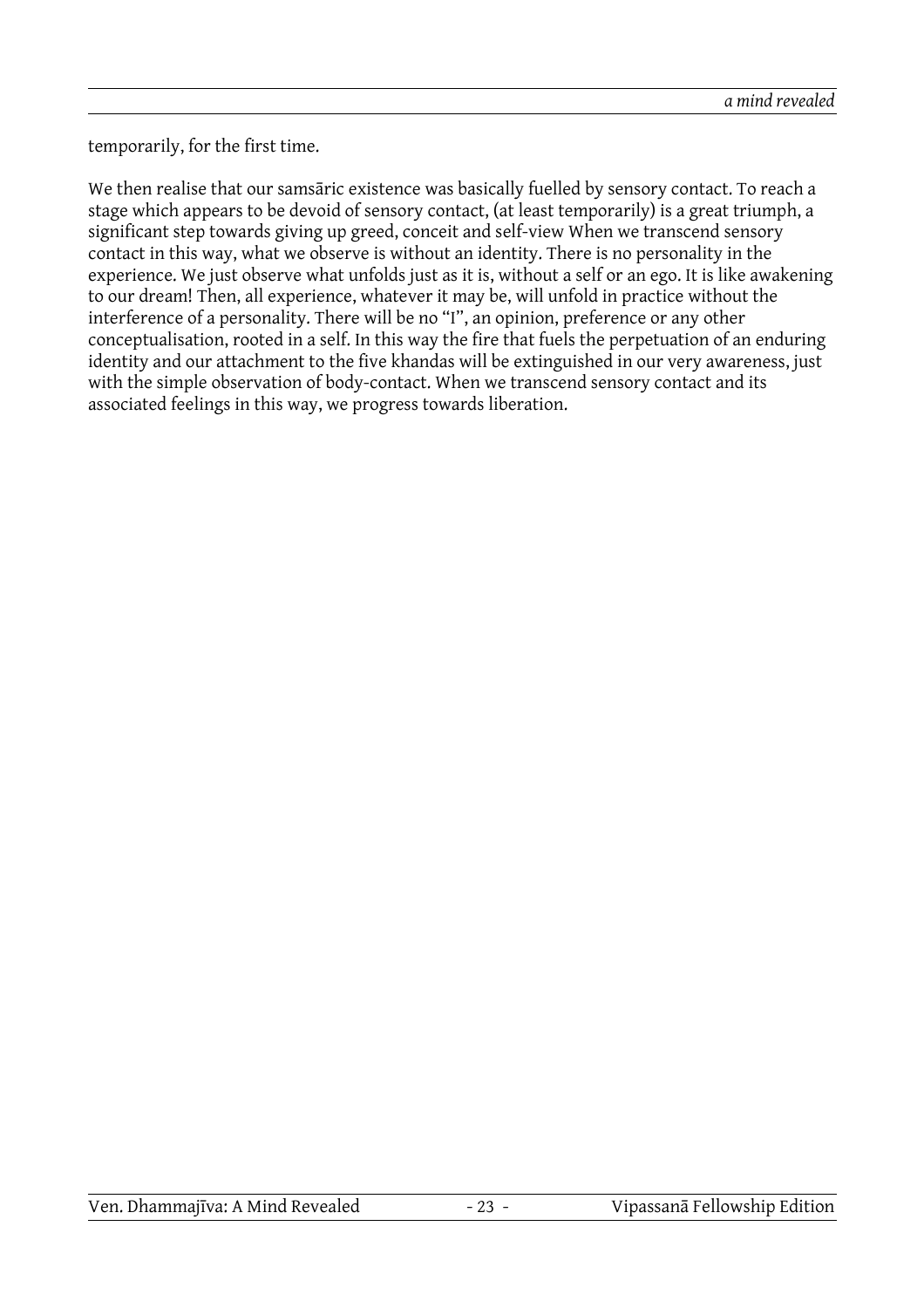temporarily, for the first time.

We then realise that our samsāric existence was basically fuelled by sensory contact. To reach a stage which appears to be devoid of sensory contact, (at least temporarily) is a great triumph, a significant step towards giving up greed, conceit and self-view When we transcend sensory contact in this way, what we observe is without an identity. There is no personality in the experience. We just observe what unfolds just as it is, without a self or an ego. It is like awakening to our dream! Then, all experience, whatever it may be, will unfold in practice without the interference of a personality. There will be no "I", an opinion, preference or any other conceptualisation, rooted in a self. In this way the fire that fuels the perpetuation of an enduring identity and our attachment to the five khandas will be extinguished in our very awareness, just with the simple observation of body-contact. When we transcend sensory contact and its associated feelings in this way, we progress towards liberation.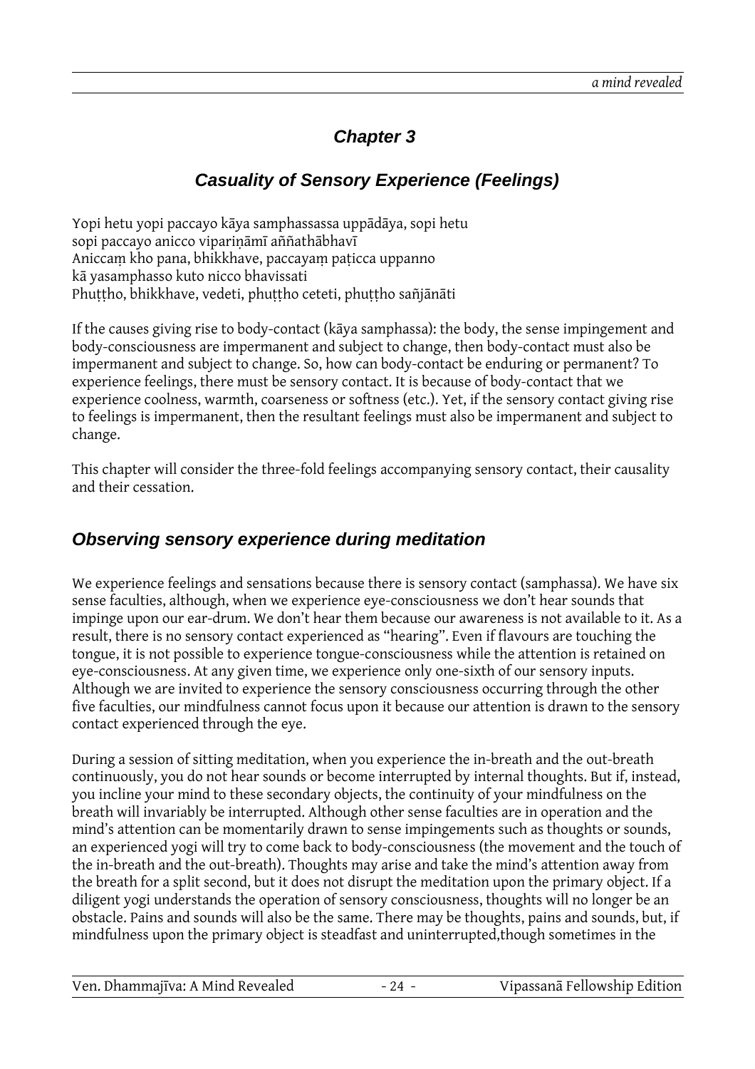# *Chapter 3*

## *Casuality of Sensory Experience (Feelings)*

Yopi hetu yopi paccayo kāya samphassassa uppādāya, sopi hetu
sopi paccayo anicco vipariṇāmī aññathābhavī
Aniccaṃ kho pana, bhikkhave, paccayaṃ paṭicca uppanno
kā yasamphasso kuto nicco bhavissati
Phuṭṭho, bhikkhave, vedeti, phuṭṭho ceteti, phuṭṭho sañjānāti

If the causes giving rise to body-contact (kāya samphassa): the body, the sense impingement and body-consciousness are impermanent and subject to change, then body-contact must also be impermanent and subject to change. So, how can body-contact be enduring or permanent? To experience feelings, there must be sensory contact. It is because of body-contact that we experience coolness, warmth, coarseness or softness (etc.). Yet, if the sensory contact giving rise to feelings is impermanent, then the resultant feelings must also be impermanent and subject to change.

This chapter will consider the three-fold feelings accompanying sensory contact, their causality and their cessation.

## *Observing sensory experience during meditation*

We experience feelings and sensations because there is sensory contact (samphassa). We have six sense faculties, although, when we experience eye-consciousness we don't hear sounds that impinge upon our ear-drum. We don't hear them because our awareness is not available to it. As a result, there is no sensory contact experienced as "hearing". Even if flavours are touching the tongue, it is not possible to experience tongue-consciousness while the attention is retained on eye-consciousness. At any given time, we experience only one-sixth of our sensory inputs. Although we are invited to experience the sensory consciousness occurring through the other five faculties, our mindfulness cannot focus upon it because our attention is drawn to the sensory contact experienced through the eye.

During a session of sitting meditation, when you experience the in-breath and the out-breath continuously, you do not hear sounds or become interrupted by internal thoughts. But if, instead, you incline your mind to these secondary objects, the continuity of your mindfulness on the breath will invariably be interrupted. Although other sense faculties are in operation and the mind's attention can be momentarily drawn to sense impingements such as thoughts or sounds, an experienced yogi will try to come back to body-consciousness (the movement and the touch of the in-breath and the out-breath). Thoughts may arise and take the mind's attention away from the breath for a split second, but it does not disrupt the meditation upon the primary object. If a diligent yogi understands the operation of sensory consciousness, thoughts will no longer be an obstacle. Pains and sounds will also be the same. There may be thoughts, pains and sounds, but, if mindfulness upon the primary object is steadfast and uninterrupted,though sometimes in the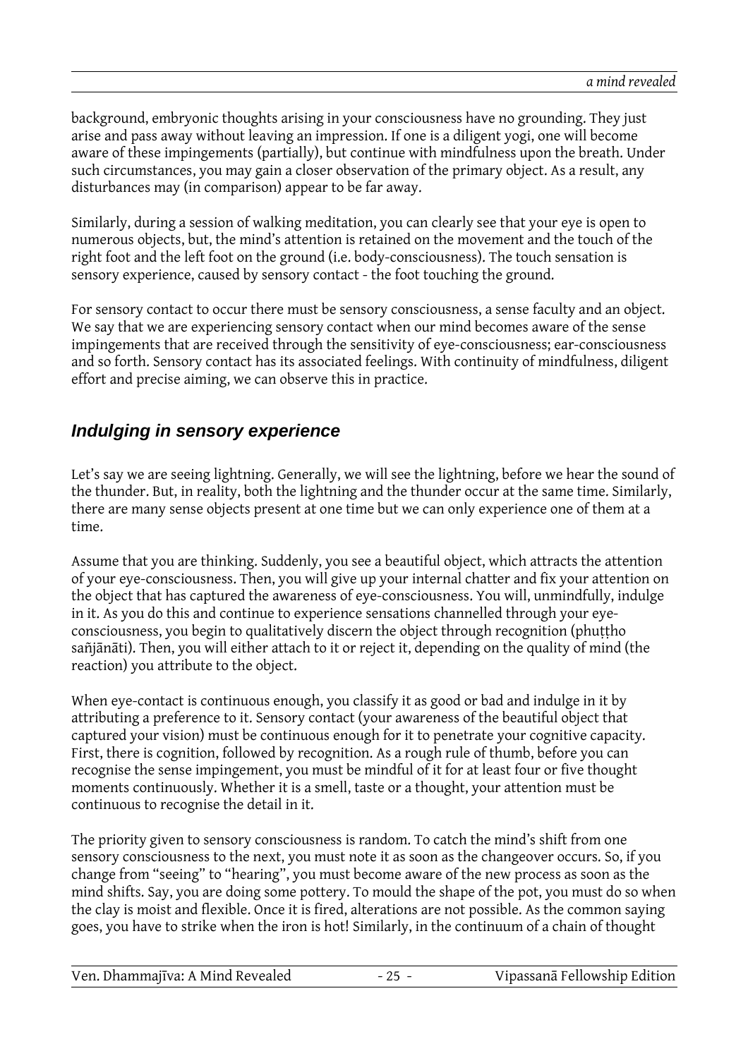background, embryonic thoughts arising in your consciousness have no grounding. They just arise and pass away without leaving an impression. If one is a diligent yogi, one will become aware of these impingements (partially), but continue with mindfulness upon the breath. Under such circumstances, you may gain a closer observation of the primary object. As a result, any disturbances may (in comparison) appear to be far away.

Similarly, during a session of walking meditation, you can clearly see that your eye is open to numerous objects, but, the mind's attention is retained on the movement and the touch of the right foot and the left foot on the ground (i.e. body-consciousness). The touch sensation is sensory experience, caused by sensory contact - the foot touching the ground.

For sensory contact to occur there must be sensory consciousness, a sense faculty and an object. We say that we are experiencing sensory contact when our mind becomes aware of the sense impingements that are received through the sensitivity of eye-consciousness; ear-consciousness and so forth. Sensory contact has its associated feelings. With continuity of mindfulness, diligent effort and precise aiming, we can observe this in practice.

## *Indulging in sensory experience*

Let's say we are seeing lightning. Generally, we will see the lightning, before we hear the sound of the thunder. But, in reality, both the lightning and the thunder occur at the same time. Similarly, there are many sense objects present at one time but we can only experience one of them at a time.

Assume that you are thinking. Suddenly, you see a beautiful object, which attracts the attention of your eye-consciousness. Then, you will give up your internal chatter and fix your attention on the object that has captured the awareness of eye-consciousness. You will, unmindfully, indulge in it. As you do this and continue to experience sensations channelled through your eye-consciousness, you begin to qualitatively discern the object through recognition (phuṭṭho sañjānāti). Then, you will either attach to it or reject it, depending on the quality of mind (the reaction) you attribute to the object.

When eye-contact is continuous enough, you classify it as good or bad and indulge in it by attributing a preference to it. Sensory contact (your awareness of the beautiful object that captured your vision) must be continuous enough for it to penetrate your cognitive capacity. First, there is cognition, followed by recognition. As a rough rule of thumb, before you can recognise the sense impingement, you must be mindful of it for at least four or five thought moments continuously. Whether it is a smell, taste or a thought, your attention must be continuous to recognise the detail in it.

The priority given to sensory consciousness is random. To catch the mind's shift from one sensory consciousness to the next, you must note it as soon as the changeover occurs. So, if you change from "seeing" to "hearing", you must become aware of the new process as soon as the mind shifts. Say, you are doing some pottery. To mould the shape of the pot, you must do so when the clay is moist and flexible. Once it is fired, alterations are not possible. As the common saying goes, you have to strike when the iron is hot! Similarly, in the continuum of a chain of thought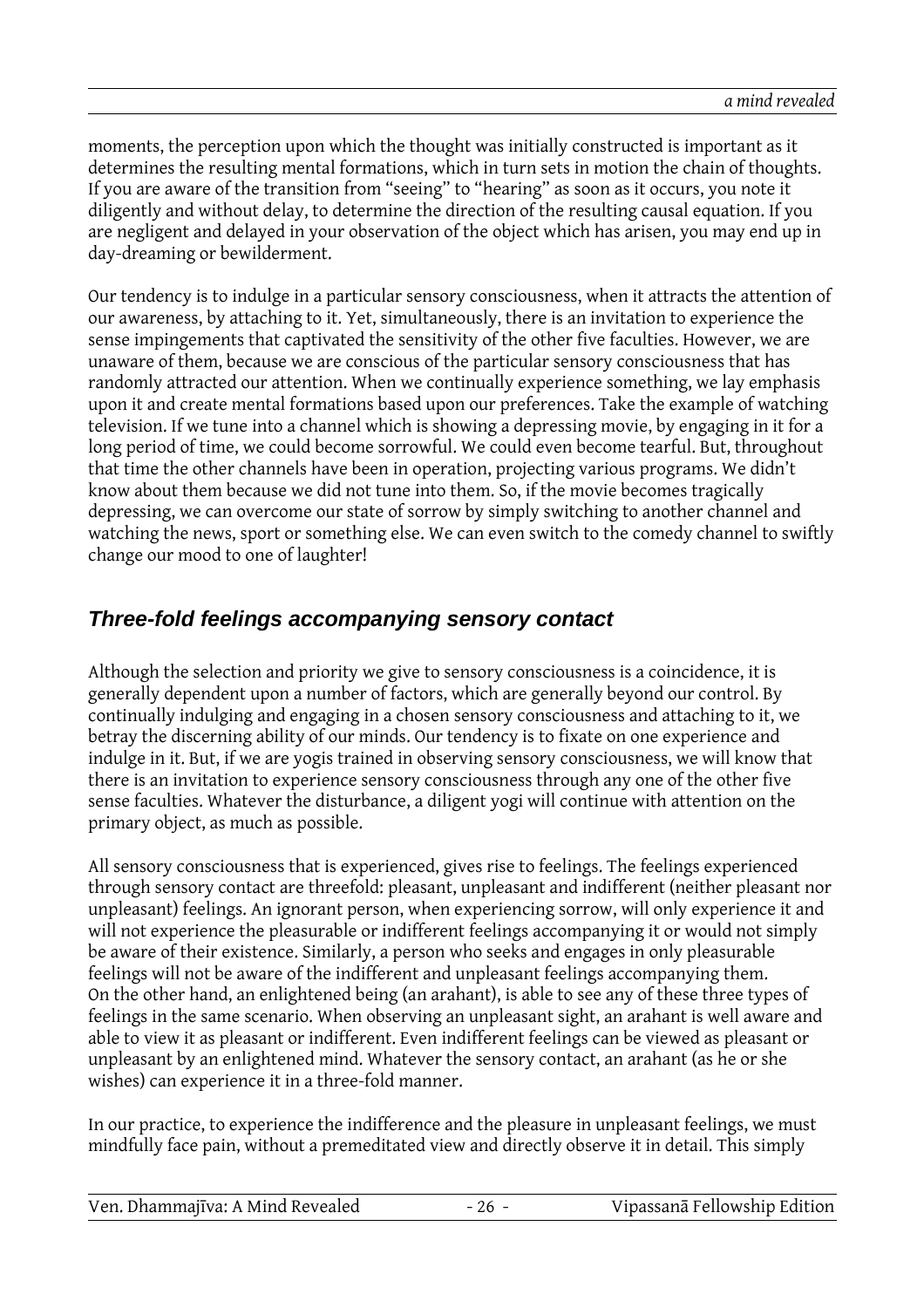moments, the perception upon which the thought was initially constructed is important as it determines the resulting mental formations, which in turn sets in motion the chain of thoughts. If you are aware of the transition from "seeing" to "hearing" as soon as it occurs, you note it diligently and without delay, to determine the direction of the resulting causal equation. If you are negligent and delayed in your observation of the object which has arisen, you may end up in day-dreaming or bewilderment.

Our tendency is to indulge in a particular sensory consciousness, when it attracts the attention of our awareness, by attaching to it. Yet, simultaneously, there is an invitation to experience the sense impingements that captivated the sensitivity of the other five faculties. However, we are unaware of them, because we are conscious of the particular sensory consciousness that has randomly attracted our attention. When we continually experience something, we lay emphasis upon it and create mental formations based upon our preferences. Take the example of watching television. If we tune into a channel which is showing a depressing movie, by engaging in it for a long period of time, we could become sorrowful. We could even become tearful. But, throughout that time the other channels have been in operation, projecting various programs. We didn't know about them because we did not tune into them. So, if the movie becomes tragically depressing, we can overcome our state of sorrow by simply switching to another channel and watching the news, sport or something else. We can even switch to the comedy channel to swiftly change our mood to one of laughter!

## Three-fold feelings accompanying sensory contact

Although the selection and priority we give to sensory consciousness is a coincidence, it is generally dependent upon a number of factors, which are generally beyond our control. By continually indulging and engaging in a chosen sensory consciousness and attaching to it, we betray the discerning ability of our minds. Our tendency is to fixate on one experience and indulge in it. But, if we are yogis trained in observing sensory consciousness, we will know that there is an invitation to experience sensory consciousness through any one of the other five sense faculties. Whatever the disturbance, a diligent yogi will continue with attention on the primary object, as much as possible.

All sensory consciousness that is experienced, gives rise to feelings. The feelings experienced through sensory contact are threefold: pleasant, unpleasant and indifferent (neither pleasant nor unpleasant) feelings. An ignorant person, when experiencing sorrow, will only experience it and will not experience the pleasurable or indifferent feelings accompanying it or would not simply be aware of their existence. Similarly, a person who seeks and engages in only pleasurable feelings will not be aware of the indifferent and unpleasant feelings accompanying them. On the other hand, an enlightened being (an arahant), is able to see any of these three types of feelings in the same scenario. When observing an unpleasant sight, an arahant is well aware and able to view it as pleasant or indifferent. Even indifferent feelings can be viewed as pleasant or unpleasant by an enlightened mind. Whatever the sensory contact, an arahant (as he or she wishes) can experience it in a three-fold manner.

In our practice, to experience the indifference and the pleasure in unpleasant feelings, we must mindfully face pain, without a premeditated view and directly observe it in detail. This simply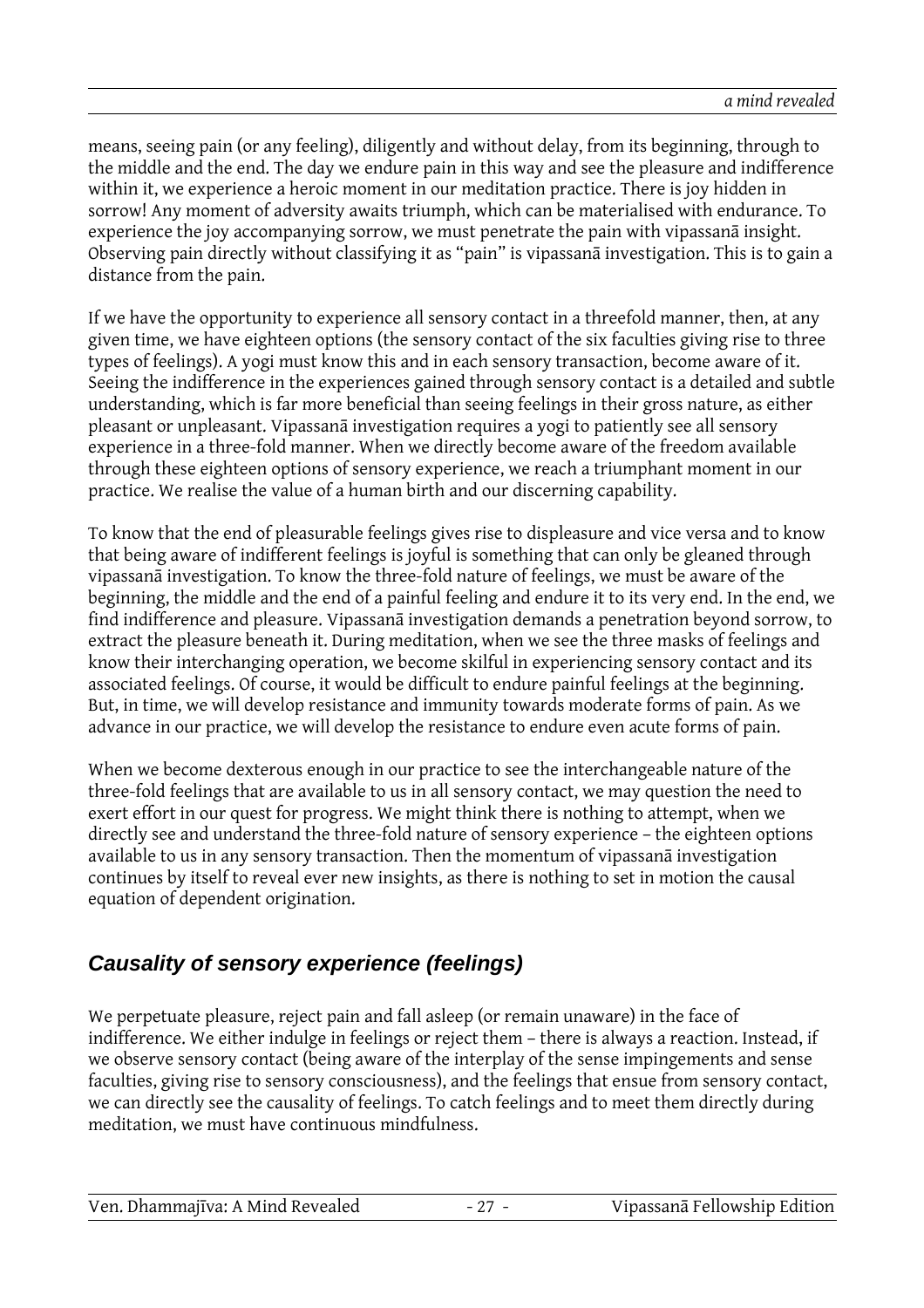means, seeing pain (or any feeling), diligently and without delay, from its beginning, through to the middle and the end. The day we endure pain in this way and see the pleasure and indifference within it, we experience a heroic moment in our meditation practice. There is joy hidden in sorrow! Any moment of adversity awaits triumph, which can be materialised with endurance. To experience the joy accompanying sorrow, we must penetrate the pain with vipassanā insight. Observing pain directly without classifying it as "pain" is vipassanā investigation. This is to gain a distance from the pain.

If we have the opportunity to experience all sensory contact in a threefold manner, then, at any given time, we have eighteen options (the sensory contact of the six faculties giving rise to three types of feelings). A yogi must know this and in each sensory transaction, become aware of it. Seeing the indifference in the experiences gained through sensory contact is a detailed and subtle understanding, which is far more beneficial than seeing feelings in their gross nature, as either pleasant or unpleasant. Vipassanā investigation requires a yogi to patiently see all sensory experience in a three-fold manner. When we directly become aware of the freedom available through these eighteen options of sensory experience, we reach a triumphant moment in our practice. We realise the value of a human birth and our discerning capability.

To know that the end of pleasurable feelings gives rise to displeasure and vice versa and to know that being aware of indifferent feelings is joyful is something that can only be gleaned through vipassanā investigation. To know the three-fold nature of feelings, we must be aware of the beginning, the middle and the end of a painful feeling and endure it to its very end. In the end, we find indifference and pleasure. Vipassanā investigation demands a penetration beyond sorrow, to extract the pleasure beneath it. During meditation, when we see the three masks of feelings and know their interchanging operation, we become skilful in experiencing sensory contact and its associated feelings. Of course, it would be difficult to endure painful feelings at the beginning. But, in time, we will develop resistance and immunity towards moderate forms of pain. As we advance in our practice, we will develop the resistance to endure even acute forms of pain.

When we become dexterous enough in our practice to see the interchangeable nature of the three-fold feelings that are available to us in all sensory contact, we may question the need to exert effort in our quest for progress. We might think there is nothing to attempt, when we directly see and understand the three-fold nature of sensory experience – the eighteen options available to us in any sensory transaction. Then the momentum of vipassanā investigation continues by itself to reveal ever new insights, as there is nothing to set in motion the causal equation of dependent origination.

## *Causality of sensory experience (feelings)*

We perpetuate pleasure, reject pain and fall asleep (or remain unaware) in the face of indifference. We either indulge in feelings or reject them – there is always a reaction. Instead, if we observe sensory contact (being aware of the interplay of the sense impingements and sense faculties, giving rise to sensory consciousness), and the feelings that ensue from sensory contact, we can directly see the causality of feelings. To catch feelings and to meet them directly during meditation, we must have continuous mindfulness.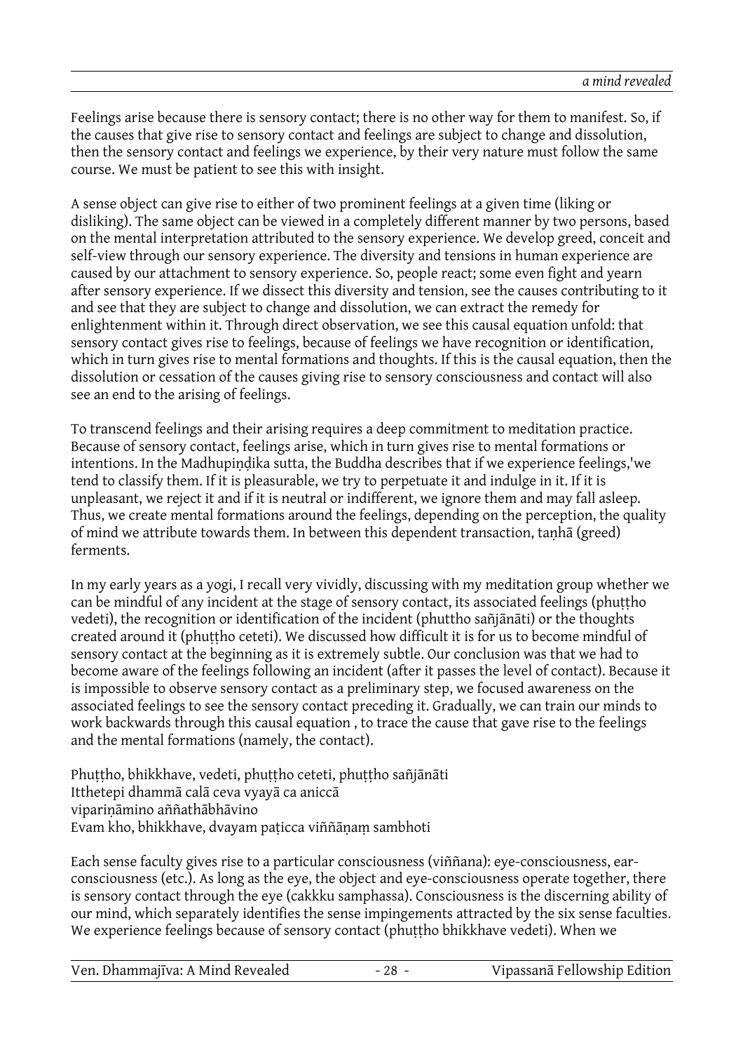Feelings arise because there is sensory contact; there is no other way for them to manifest. So, if the causes that give rise to sensory contact and feelings are subject to change and dissolution, then the sensory contact and feelings we experience, by their very nature must follow the same course. We must be patient to see this with insight.

A sense object can give rise to either of two prominent feelings at a given time (liking or disliking). The same object can be viewed in a completely different manner by two persons, based on the mental interpretation attributed to the sensory experience. We develop greed, conceit and self-view through our sensory experience. The diversity and tensions in human experience are caused by our attachment to sensory experience. So, people react; some even fight and yearn after sensory experience. If we dissect this diversity and tension, see the causes contributing to it and see that they are subject to change and dissolution, we can extract the remedy for enlightenment within it. Through direct observation, we see this causal equation unfold: that sensory contact gives rise to feelings, because of feelings we have recognition or identification, which in turn gives rise to mental formations and thoughts. If this is the causal equation, then the dissolution or cessation of the causes giving rise to sensory consciousness and contact will also see an end to the arising of feelings.

To transcend feelings and their arising requires a deep commitment to meditation practice. Because of sensory contact, feelings arise, which in turn gives rise to mental formations or intentions. In the Madhupiṇḍika sutta, the Buddha describes that if we experience feelings,'we tend to classify them. If it is pleasurable, we try to perpetuate it and indulge in it. If it is unpleasant, we reject it and if it is neutral or indifferent, we ignore them and may fall asleep. Thus, we create mental formations around the feelings, depending on the perception, the quality of mind we attribute towards them. In between this dependent transaction, taṇhā (greed) ferments.

In my early years as a yogi, I recall very vividly, discussing with my meditation group whether we can be mindful of any incident at the stage of sensory contact, its associated feelings (phuṭṭho vedeti), the recognition or identification of the incident (phuttho sañjānāti) or the thoughts created around it (phuṭṭho ceteti). We discussed how difficult it is for us to become mindful of sensory contact at the beginning as it is extremely subtle. Our conclusion was that we had to become aware of the feelings following an incident (after it passes the level of contact). Because it is impossible to observe sensory contact as a preliminary step, we focused awareness on the associated feelings to see the sensory contact preceding it. Gradually, we can train our minds to work backwards through this causal equation , to trace the cause that gave rise to the feelings and the mental formations (namely, the contact).

Phuṭṭho, bhikkhave, vedeti, phuṭṭho ceteti, phuṭṭho sañjānāti
Itthetepi dhammā calā ceva vyayā ca aniccā
vipariṇāmino aññathābhāvino
Evam kho, bhikkhave, dvayam paṭicca viññāṇaṃ sambhoti

Each sense faculty gives rise to a particular consciousness (viññana): eye-consciousness, ear-consciousness (etc.). As long as the eye, the object and eye-consciousness operate together, there is sensory contact through the eye (cakkku samphassa). Consciousness is the discerning ability of our mind, which separately identifies the sense impingements attracted by the six sense faculties. We experience feelings because of sensory contact (phuṭṭho bhikkhave vedeti). When we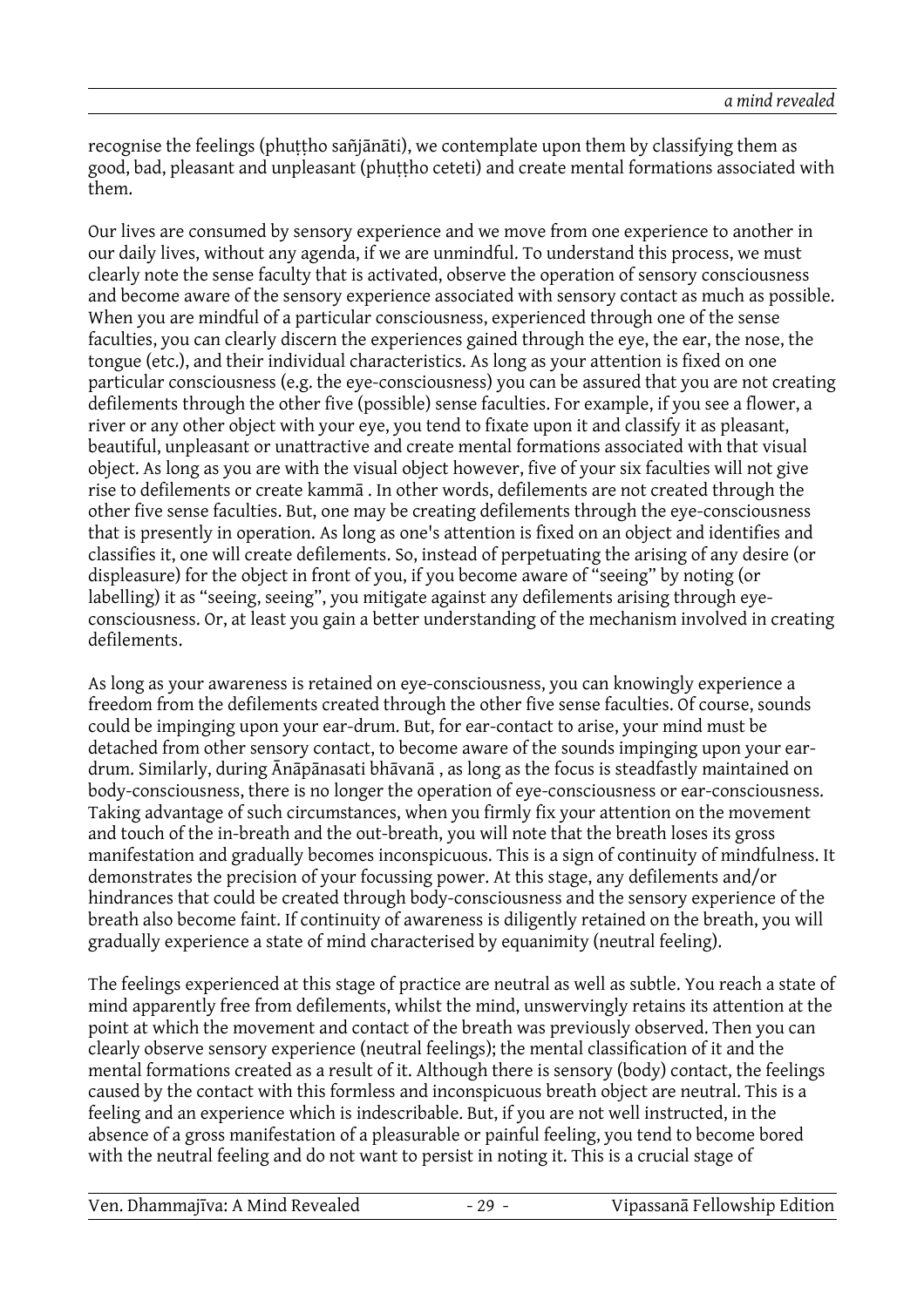recognise the feelings (phuṭṭho sañjānāti), we contemplate upon them by classifying them as good, bad, pleasant and unpleasant (phuṭṭho ceteti) and create mental formations associated with them.

Our lives are consumed by sensory experience and we move from one experience to another in our daily lives, without any agenda, if we are unmindful. To understand this process, we must clearly note the sense faculty that is activated, observe the operation of sensory consciousness and become aware of the sensory experience associated with sensory contact as much as possible. When you are mindful of a particular consciousness, experienced through one of the sense faculties, you can clearly discern the experiences gained through the eye, the ear, the nose, the tongue (etc.), and their individual characteristics. As long as your attention is fixed on one particular consciousness (e.g. the eye-consciousness) you can be assured that you are not creating defilements through the other five (possible) sense faculties. For example, if you see a flower, a river or any other object with your eye, you tend to fixate upon it and classify it as pleasant, beautiful, unpleasant or unattractive and create mental formations associated with that visual object. As long as you are with the visual object however, five of your six faculties will not give rise to defilements or create kammā . In other words, defilements are not created through the other five sense faculties. But, one may be creating defilements through the eye-consciousness that is presently in operation. As long as one's attention is fixed on an object and identifies and classifies it, one will create defilements. So, instead of perpetuating the arising of any desire (or displeasure) for the object in front of you, if you become aware of "seeing" by noting (or labelling) it as "seeing, seeing", you mitigate against any defilements arising through eye-consciousness. Or, at least you gain a better understanding of the mechanism involved in creating defilements.

As long as your awareness is retained on eye-consciousness, you can knowingly experience a freedom from the defilements created through the other five sense faculties. Of course, sounds could be impinging upon your ear-drum. But, for ear-contact to arise, your mind must be detached from other sensory contact, to become aware of the sounds impinging upon your ear-drum. Similarly, during Ānāpānasati bhāvanā , as long as the focus is steadfastly maintained on body-consciousness, there is no longer the operation of eye-consciousness or ear-consciousness. Taking advantage of such circumstances, when you firmly fix your attention on the movement and touch of the in-breath and the out-breath, you will note that the breath loses its gross manifestation and gradually becomes inconspicuous. This is a sign of continuity of mindfulness. It demonstrates the precision of your focussing power. At this stage, any defilements and/or hindrances that could be created through body-consciousness and the sensory experience of the breath also become faint. If continuity of awareness is diligently retained on the breath, you will gradually experience a state of mind characterised by equanimity (neutral feeling).

The feelings experienced at this stage of practice are neutral as well as subtle. You reach a state of mind apparently free from defilements, whilst the mind, unswervingly retains its attention at the point at which the movement and contact of the breath was previously observed. Then you can clearly observe sensory experience (neutral feelings); the mental classification of it and the mental formations created as a result of it. Although there is sensory (body) contact, the feelings caused by the contact with this formless and inconspicuous breath object are neutral. This is a feeling and an experience which is indescribable. But, if you are not well instructed, in the absence of a gross manifestation of a pleasurable or painful feeling, you tend to become bored with the neutral feeling and do not want to persist in noting it. This is a crucial stage of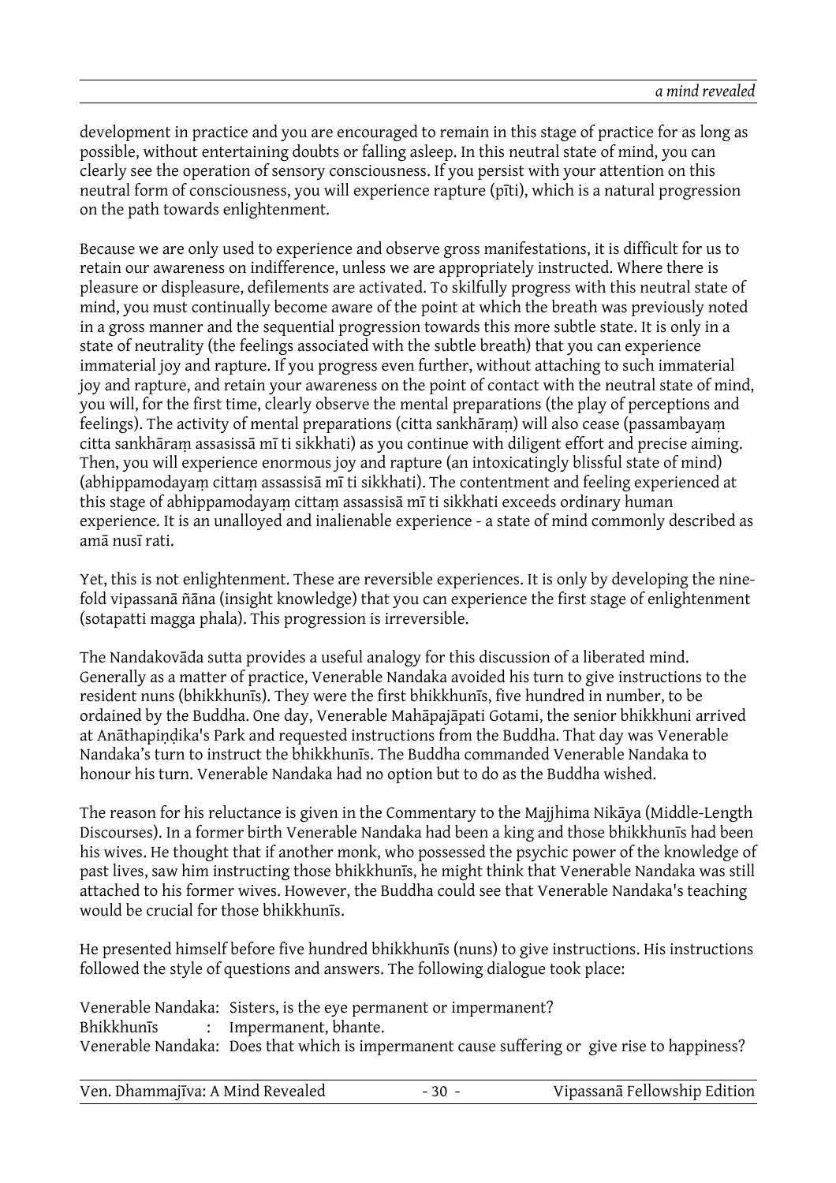development in practice and you are encouraged to remain in this stage of practice for as long as possible, without entertaining doubts or falling asleep. In this neutral state of mind, you can clearly see the operation of sensory consciousness. If you persist with your attention on this neutral form of consciousness, you will experience rapture (pīti), which is a natural progression on the path towards enlightenment.

Because we are only used to experience and observe gross manifestations, it is difficult for us to retain our awareness on indifference, unless we are appropriately instructed. Where there is pleasure or displeasure, defilements are activated. To skilfully progress with this neutral state of mind, you must continually become aware of the point at which the breath was previously noted in a gross manner and the sequential progression towards this more subtle state. It is only in a state of neutrality (the feelings associated with the subtle breath) that you can experience immaterial joy and rapture. If you progress even further, without attaching to such immaterial joy and rapture, and retain your awareness on the point of contact with the neutral state of mind, you will, for the first time, clearly observe the mental preparations (the play of perceptions and feelings). The activity of mental preparations (citta sankhāraṃ) will also cease (passambayaṃ citta sankhāraṃ assasissā mī ti sikkhati) as you continue with diligent effort and precise aiming. Then, you will experience enormous joy and rapture (an intoxicatingly blissful state of mind) (abhippamodayaṃ cittaṃ assassisā mī ti sikkhati). The contentment and feeling experienced at this stage of abhippamodayaṃ cittaṃ assassisā mī ti sikkhati exceeds ordinary human experience. It is an unalloyed and inalienable experience - a state of mind commonly described as amā nusī rati.

Yet, this is not enlightenment. These are reversible experiences. It is only by developing the nine-fold vipassanā ñāna (insight knowledge) that you can experience the first stage of enlightenment (sotapatti magga phala). This progression is irreversible.

The Nandakovāda sutta provides a useful analogy for this discussion of a liberated mind. Generally as a matter of practice, Venerable Nandaka avoided his turn to give instructions to the resident nuns (bhikkhunīs). They were the first bhikkhunīs, five hundred in number, to be ordained by the Buddha. One day, Venerable Mahāpajāpati Gotami, the senior bhikkhuni arrived at Anāthapiṇḍika's Park and requested instructions from the Buddha. That day was Venerable Nandaka's turn to instruct the bhikkhunīs. The Buddha commanded Venerable Nandaka to honour his turn. Venerable Nandaka had no option but to do as the Buddha wished.

The reason for his reluctance is given in the Commentary to the Majjhima Nikāya (Middle-Length Discourses). In a former birth Venerable Nandaka had been a king and those bhikkhunīs had been his wives. He thought that if another monk, who possessed the psychic power of the knowledge of past lives, saw him instructing those bhikkhunīs, he might think that Venerable Nandaka was still attached to his former wives. However, the Buddha could see that Venerable Nandaka's teaching would be crucial for those bhikkhunīs.

He presented himself before five hundred bhikkhunīs (nuns) to give instructions. His instructions followed the style of questions and answers. The following dialogue took place:

Venerable Nandaka: Sisters, is the eye permanent or impermanent?
Bhikkhunīs : Impermanent, bhante.
Venerable Nandaka: Does that which is impermanent cause suffering or give rise to happiness?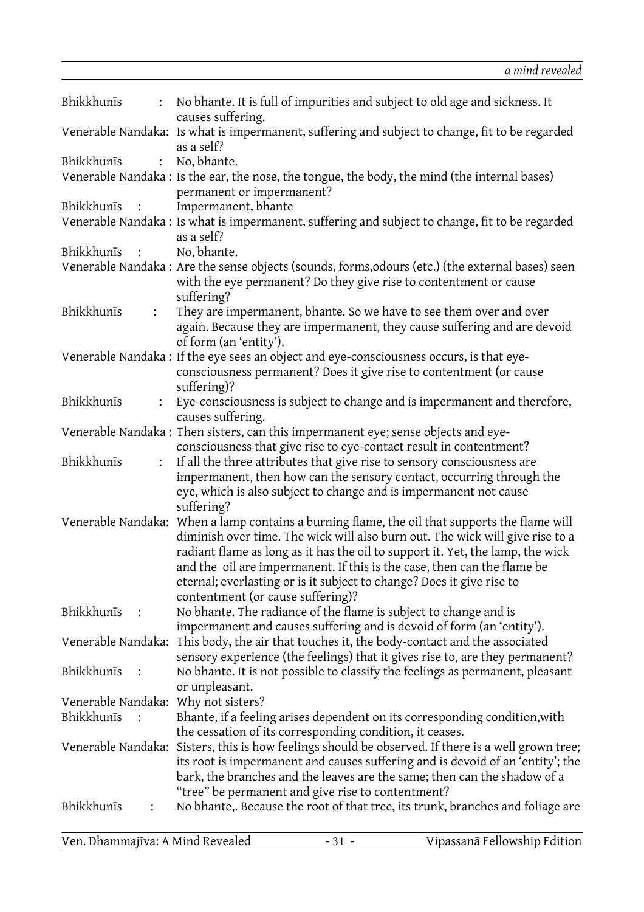Bhikkhunīs : No bhante. It is full of impurities and subject to old age and sickness. It causes suffering.

Venerable Nandaka: Is what is impermanent, suffering and subject to change, fit to be regarded as a self?

Bhikkhunīs : No, bhante.

Venerable Nandaka : Is the ear, the nose, the tongue, the body, the mind (the internal bases) permanent or impermanent?

Bhikkhunīs : Impermanent, bhante

Venerable Nandaka : Is what is impermanent, suffering and subject to change, fit to be regarded as a self?

Bhikkhunīs : No, bhante.

Venerable Nandaka : Are the sense objects (sounds, forms,odours (etc.) (the external bases) seen with the eye permanent? Do they give rise to contentment or cause suffering?

Bhikkhunīs : They are impermanent, bhante. So we have to see them over and over again. Because they are impermanent, they cause suffering and are devoid of form (an 'entity').

Venerable Nandaka : If the eye sees an object and eye-consciousness occurs, is that eye-consciousness permanent? Does it give rise to contentment (or cause suffering)?

Bhikkhunīs : Eye-consciousness is subject to change and is impermanent and therefore, causes suffering.

Venerable Nandaka : Then sisters, can this impermanent eye; sense objects and eye-consciousness that give rise to eye-contact result in contentment?

Bhikkhunīs : If all the three attributes that give rise to sensory consciousness are impermanent, then how can the sensory contact, occurring through the eye, which is also subject to change and is impermanent not cause suffering?

Venerable Nandaka: When a lamp contains a burning flame, the oil that supports the flame will diminish over time. The wick will also burn out. The wick will give rise to a radiant flame as long as it has the oil to support it. Yet, the lamp, the wick and the oil are impermanent. If this is the case, then can the flame be eternal; everlasting or is it subject to change? Does it give rise to contentment (or cause suffering)?

Bhikkhunīs : No bhante. The radiance of the flame is subject to change and is impermanent and causes suffering and is devoid of form (an 'entity').

Venerable Nandaka: This body, the air that touches it, the body-contact and the associated sensory experience (the feelings) that it gives rise to, are they permanent?

Bhikkhunīs : No bhante. It is not possible to classify the feelings as permanent, pleasant or unpleasant.

Venerable Nandaka: Why not sisters?

Bhikkhunīs : Bhante, if a feeling arises dependent on its corresponding condition,with the cessation of its corresponding condition, it ceases.

Venerable Nandaka: Sisters, this is how feelings should be observed. If there is a well grown tree; its root is impermanent and causes suffering and is devoid of an 'entity'; the bark, the branches and the leaves are the same; then can the shadow of a "tree" be permanent and give rise to contentment?

Bhikkhunīs : No bhante,. Because the root of that tree, its trunk, branches and foliage are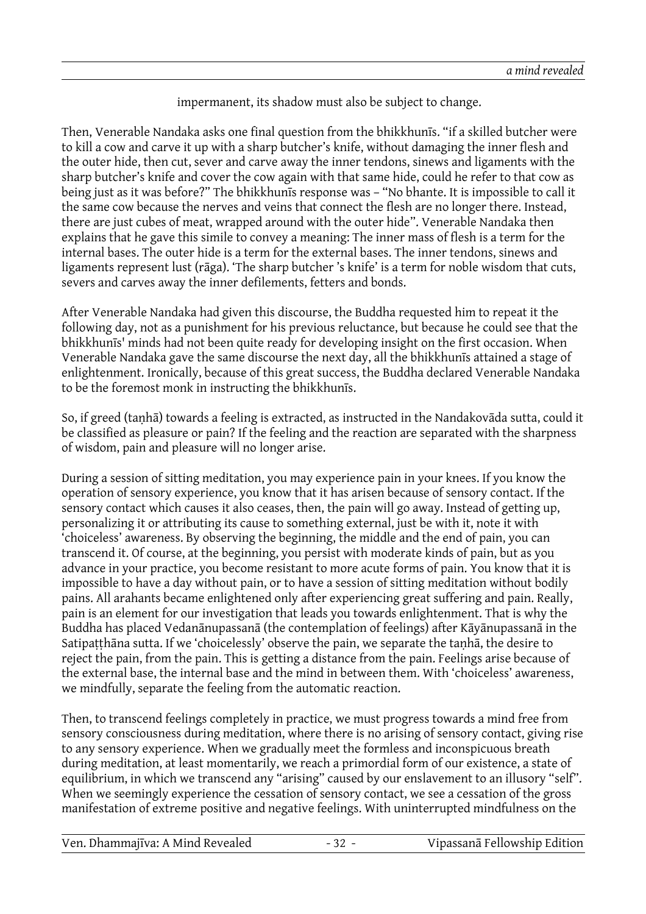impermanent, its shadow must also be subject to change.

Then, Venerable Nandaka asks one final question from the bhikkhunīs. "if a skilled butcher were to kill a cow and carve it up with a sharp butcher's knife, without damaging the inner flesh and the outer hide, then cut, sever and carve away the inner tendons, sinews and ligaments with the sharp butcher's knife and cover the cow again with that same hide, could he refer to that cow as being just as it was before?" The bhikkhunīs response was – "No bhante. It is impossible to call it the same cow because the nerves and veins that connect the flesh are no longer there. Instead, there are just cubes of meat, wrapped around with the outer hide". Venerable Nandaka then explains that he gave this simile to convey a meaning: The inner mass of flesh is a term for the internal bases. The outer hide is a term for the external bases. The inner tendons, sinews and ligaments represent lust (rāga). 'The sharp butcher 's knife' is a term for noble wisdom that cuts, severs and carves away the inner defilements, fetters and bonds.

After Venerable Nandaka had given this discourse, the Buddha requested him to repeat it the following day, not as a punishment for his previous reluctance, but because he could see that the bhikkhunīs' minds had not been quite ready for developing insight on the first occasion. When Venerable Nandaka gave the same discourse the next day, all the bhikkhunīs attained a stage of enlightenment. Ironically, because of this great success, the Buddha declared Venerable Nandaka to be the foremost monk in instructing the bhikkhunīs.

So, if greed (taṇhā) towards a feeling is extracted, as instructed in the Nandakovāda sutta, could it be classified as pleasure or pain? If the feeling and the reaction are separated with the sharpness of wisdom, pain and pleasure will no longer arise.

During a session of sitting meditation, you may experience pain in your knees. If you know the operation of sensory experience, you know that it has arisen because of sensory contact. If the sensory contact which causes it also ceases, then, the pain will go away. Instead of getting up, personalizing it or attributing its cause to something external, just be with it, note it with 'choiceless' awareness. By observing the beginning, the middle and the end of pain, you can transcend it. Of course, at the beginning, you persist with moderate kinds of pain, but as you advance in your practice, you become resistant to more acute forms of pain. You know that it is impossible to have a day without pain, or to have a session of sitting meditation without bodily pains. All arahants became enlightened only after experiencing great suffering and pain. Really, pain is an element for our investigation that leads you towards enlightenment. That is why the Buddha has placed Vedanānupassanā (the contemplation of feelings) after Kāyānupassanā in the Satipaṭṭhāna sutta. If we 'choicelessly' observe the pain, we separate the taṇhā, the desire to reject the pain, from the pain. This is getting a distance from the pain. Feelings arise because of the external base, the internal base and the mind in between them. With 'choiceless' awareness, we mindfully, separate the feeling from the automatic reaction.

Then, to transcend feelings completely in practice, we must progress towards a mind free from sensory consciousness during meditation, where there is no arising of sensory contact, giving rise to any sensory experience. When we gradually meet the formless and inconspicuous breath during meditation, at least momentarily, we reach a primordial form of our existence, a state of equilibrium, in which we transcend any "arising" caused by our enslavement to an illusory "self". When we seemingly experience the cessation of sensory contact, we see a cessation of the gross manifestation of extreme positive and negative feelings. With uninterrupted mindfulness on the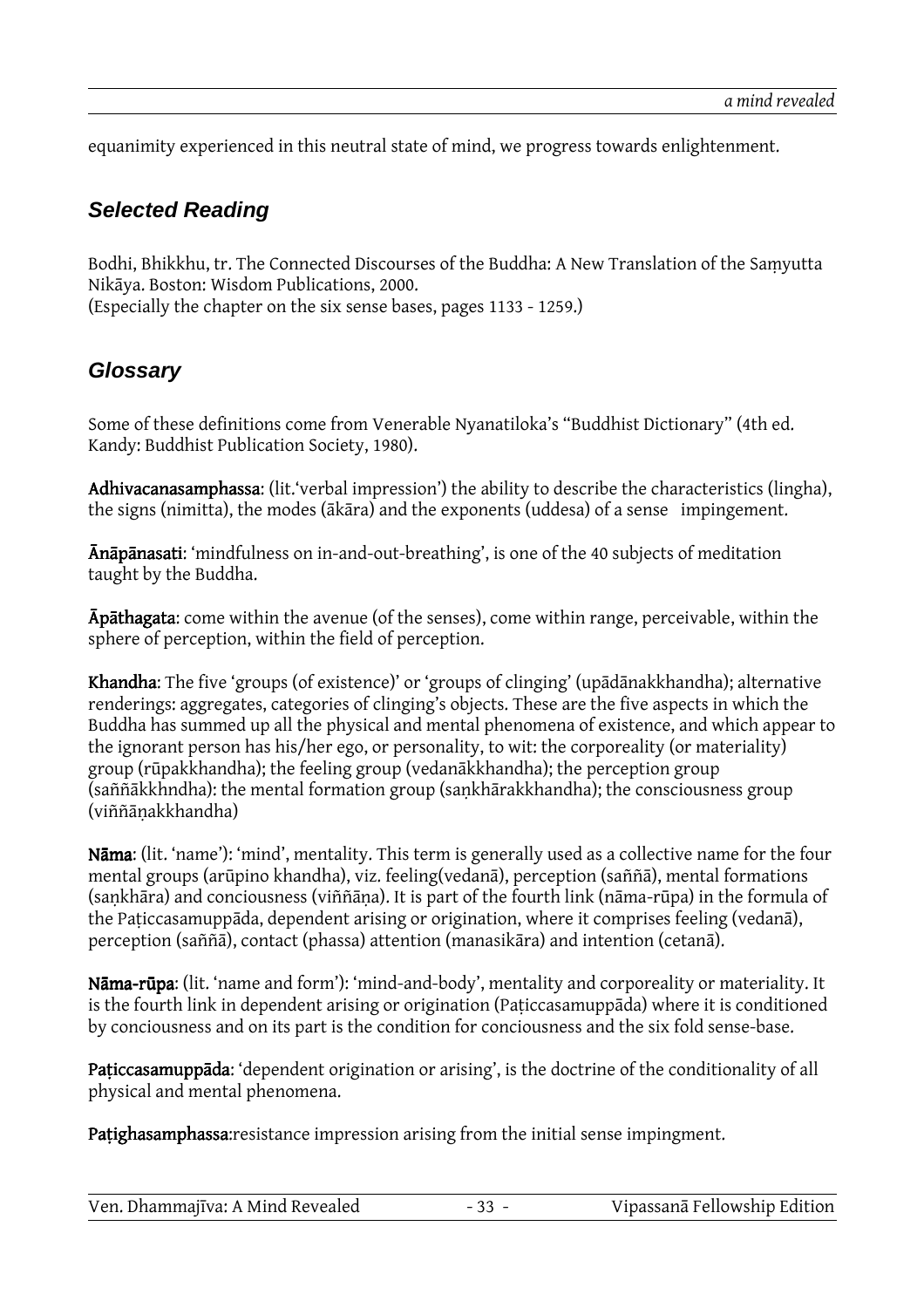equanimity experienced in this neutral state of mind, we progress towards enlightenment.

## *Selected Reading*

Bodhi, Bhikkhu, tr. The Connected Discourses of the Buddha: A New Translation of the Saṃyutta Nikāya. Boston: Wisdom Publications, 2000.
(Especially the chapter on the six sense bases, pages 1133 - 1259.)

## *Glossary*

Some of these definitions come from Venerable Nyanatiloka's "Buddhist Dictionary" (4th ed. Kandy: Buddhist Publication Society, 1980).

**Adhivacanasamphassa**: (lit.'verbal impression') the ability to describe the characteristics (lingha), the signs (nimitta), the modes (ākāra) and the exponents (uddesa) of a sense impingement.

**Ānāpānasati**: 'mindfulness on in-and-out-breathing', is one of the 40 subjects of meditation taught by the Buddha.

**Āpāthagata**: come within the avenue (of the senses), come within range, perceivable, within the sphere of perception, within the field of perception.

**Khandha**: The five 'groups (of existence)' or 'groups of clinging' (upādānakkhandha); alternative renderings: aggregates, categories of clinging's objects. These are the five aspects in which the Buddha has summed up all the physical and mental phenomena of existence, and which appear to the ignorant person has his/her ego, or personality, to wit: the corporeality (or materiality) group (rūpakkhandha); the feeling group (vedanākkhandha); the perception group (saññākkhndha): the mental formation group (saṇkhārakkhandha); the consciousness group (viññāṇakkhandha)

**Nāma**: (lit. 'name'): 'mind', mentality. This term is generally used as a collective name for the four mental groups (arūpino khandha), viz. feeling(vedanā), perception (saññā), mental formations (saṇkhāra) and conciousness (viññāṇa). It is part of the fourth link (nāma-rūpa) in the formula of the Paṭiccasamuppāda, dependent arising or origination, where it comprises feeling (vedanā), perception (saññā), contact (phassa) attention (manasikāra) and intention (cetanā).

**Nāma-rūpa**: (lit. 'name and form'): 'mind-and-body', mentality and corporeality or materiality. It is the fourth link in dependent arising or origination (Paṭiccasamuppāda) where it is conditioned by conciousness and on its part is the condition for conciousness and the six fold sense-base.

**Paṭiccasamuppāda**: 'dependent origination or arising', is the doctrine of the conditionality of all physical and mental phenomena.

**Paṭighasamphassa**:resistance impression arising from the initial sense impingment.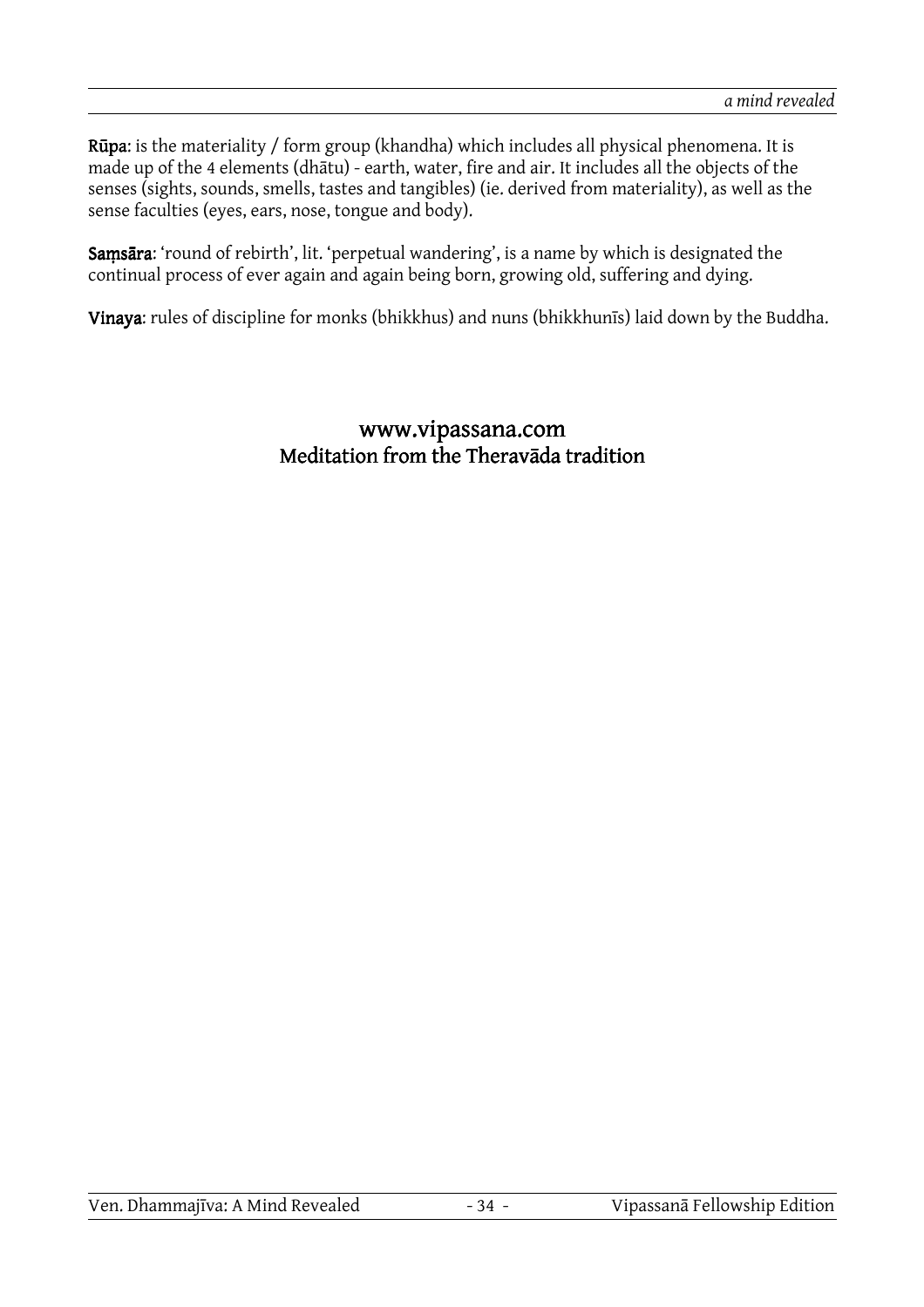**Rūpa**: is the materiality / form group (khandha) which includes all physical phenomena. It is made up of the 4 elements (dhātu) - earth, water, fire and air. It includes all the objects of the senses (sights, sounds, smells, tastes and tangibles) (ie. derived from materiality), as well as the sense faculties (eyes, ears, nose, tongue and body).

**Saṃsāra**: 'round of rebirth', lit. 'perpetual wandering', is a name by which is designated the continual process of ever again and again being born, growing old, suffering and dying.

**Vinaya**: rules of discipline for monks (bhikkhus) and nuns (bhikkhunīs) laid down by the Buddha.

www.vipassana.com
Meditation from the Theravāda tradition